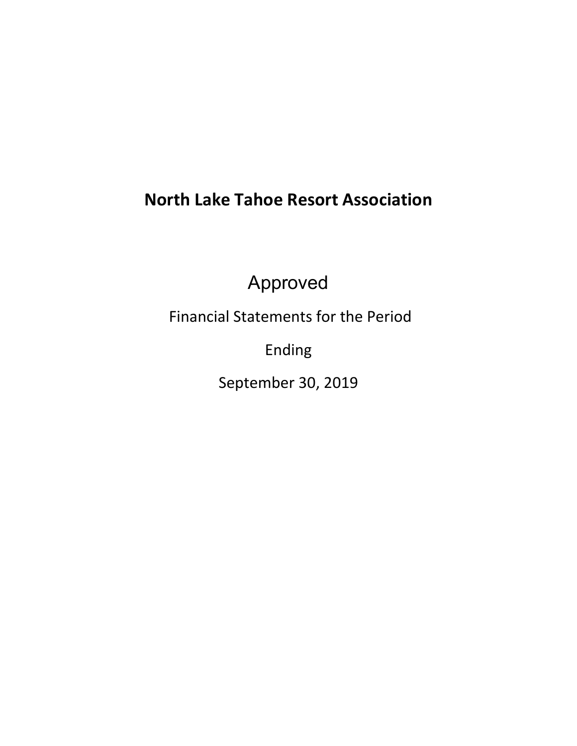# North Lake Tahoe Resort Association

Approved

Financial Statements for the Period

Ending

September 30, 2019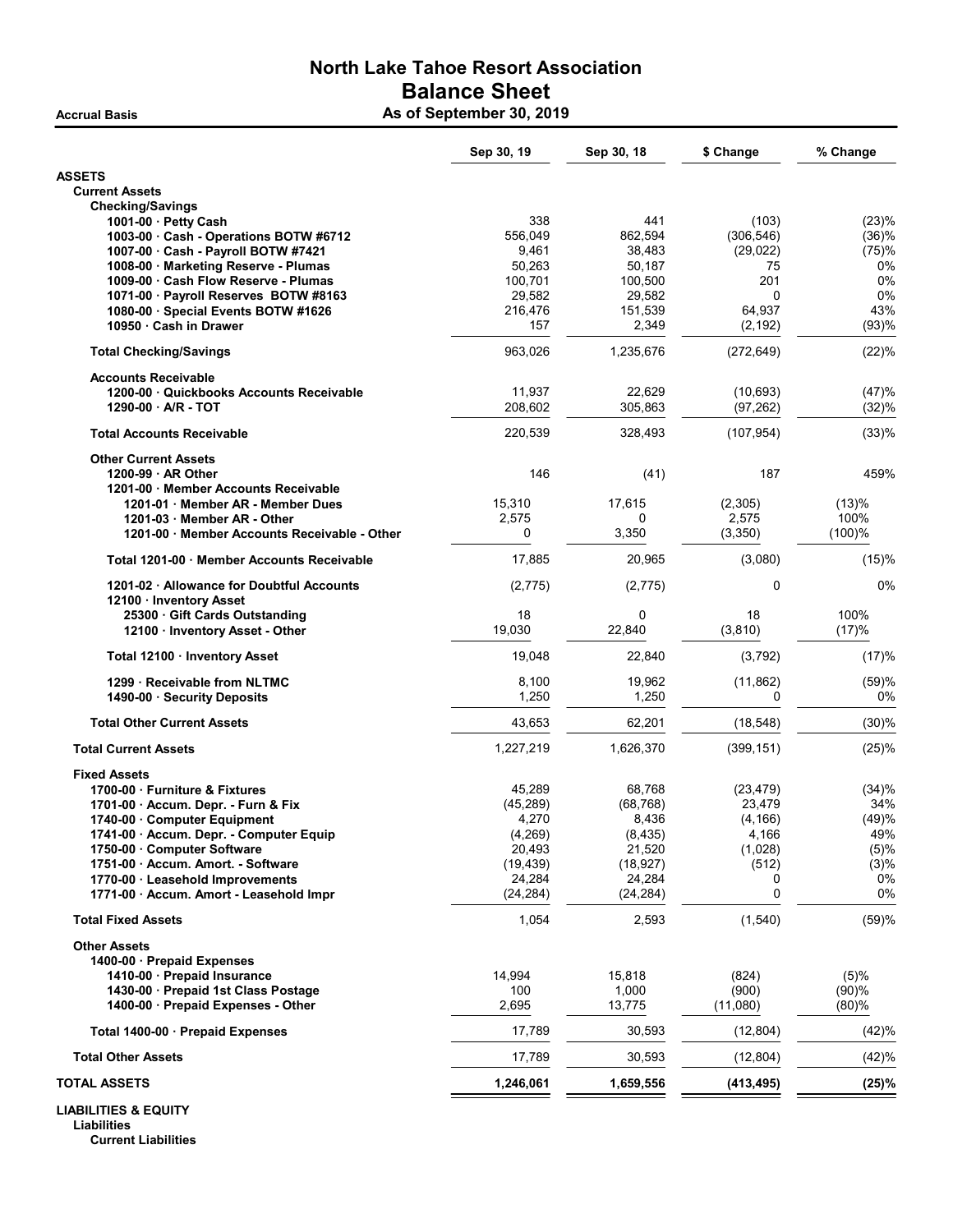# North Lake Tahoe Resort Association

## Balance Sheet

**Accrual Basis** — **As of September 30, 2019**

| | Sep 30, 19 | Sep 30, 18 | $ Change | % Change |
|---|---|---|---|---|
| **ASSETS** | | | | |
| **Current Assets** | | | | |
| **Checking/Savings** | | | | |
| 1001-00 · Petty Cash | 338 | 441 | (103) | (23)% |
| 1003-00 · Cash - Operations BOTW #6712 | 556,049 | 862,594 | (306,546) | (36)% |
| 1007-00 · Cash - Payroll BOTW #7421 | 9,461 | 38,483 | (29,022) | (75)% |
| 1008-00 · Marketing Reserve - Plumas | 50,263 | 50,187 | 75 | 0% |
| 1009-00 · Cash Flow Reserve - Plumas | 100,701 | 100,500 | 201 | 0% |
| 1071-00 · Payroll Reserves BOTW #8163 | 29,582 | 29,582 | 0 | 0% |
| 1080-00 · Special Events BOTW #1626 | 216,476 | 151,539 | 64,937 | 43% |
| 10950 · Cash in Drawer | 157 | 2,349 | (2,192) | (93)% |
| **Total Checking/Savings** | 963,026 | 1,235,676 | (272,649) | (22)% |
| **Accounts Receivable** | | | | |
| 1200-00 · Quickbooks Accounts Receivable | 11,937 | 22,629 | (10,693) | (47)% |
| 1290-00 · A/R - TOT | 208,602 | 305,863 | (97,262) | (32)% |
| **Total Accounts Receivable** | 220,539 | 328,493 | (107,954) | (33)% |
| **Other Current Assets** | | | | |
| 1200-99 · AR Other | 146 | (41) | 187 | 459% |
| 1201-00 · Member Accounts Receivable | | | | |
| 1201-01 · Member AR - Member Dues | 15,310 | 17,615 | (2,305) | (13)% |
| 1201-03 · Member AR - Other | 2,575 | 0 | 2,575 | 100% |
| 1201-00 · Member Accounts Receivable - Other | 0 | 3,350 | (3,350) | (100)% |
| Total 1201-00 · Member Accounts Receivable | 17,885 | 20,965 | (3,080) | (15)% |
| 1201-02 · Allowance for Doubtful Accounts | (2,775) | (2,775) | 0 | 0% |
| 12100 · Inventory Asset | | | | |
| 25300 · Gift Cards Outstanding | 18 | 0 | 18 | 100% |
| 12100 · Inventory Asset - Other | 19,030 | 22,840 | (3,810) | (17)% |
| Total 12100 · Inventory Asset | 19,048 | 22,840 | (3,792) | (17)% |
| 1299 · Receivable from NLTMC | 8,100 | 19,962 | (11,862) | (59)% |
| 1490-00 · Security Deposits | 1,250 | 1,250 | 0 | 0% |
| **Total Other Current Assets** | 43,653 | 62,201 | (18,548) | (30)% |
| **Total Current Assets** | 1,227,219 | 1,626,370 | (399,151) | (25)% |
| **Fixed Assets** | | | | |
| 1700-00 · Furniture & Fixtures | 45,289 | 68,768 | (23,479) | (34)% |
| 1701-00 · Accum. Depr. - Furn & Fix | (45,289) | (68,768) | 23,479 | 34% |
| 1740-00 · Computer Equipment | 4,270 | 8,436 | (4,166) | (49)% |
| 1741-00 · Accum. Depr. - Computer Equip | (4,269) | (8,435) | 4,166 | 49% |
| 1750-00 · Computer Software | 20,493 | 21,520 | (1,028) | (5)% |
| 1751-00 · Accum. Amort. - Software | (19,439) | (18,927) | (512) | (3)% |
| 1770-00 · Leasehold Improvements | 24,284 | 24,284 | 0 | 0% |
| 1771-00 · Accum. Amort - Leasehold Impr | (24,284) | (24,284) | 0 | 0% |
| **Total Fixed Assets** | 1,054 | 2,593 | (1,540) | (59)% |
| **Other Assets** | | | | |
| 1400-00 · Prepaid Expenses | | | | |
| 1410-00 · Prepaid Insurance | 14,994 | 15,818 | (824) | (5)% |
| 1430-00 · Prepaid 1st Class Postage | 100 | 1,000 | (900) | (90)% |
| 1400-00 · Prepaid Expenses - Other | 2,695 | 13,775 | (11,080) | (80)% |
| Total 1400-00 · Prepaid Expenses | 17,789 | 30,593 | (12,804) | (42)% |
| **Total Other Assets** | 17,789 | 30,593 | (12,804) | (42)% |
| **TOTAL ASSETS** | **1,246,061** | **1,659,556** | **(413,495)** | **(25)%** |
| **LIABILITIES & EQUITY** | | | | |
| **Liabilities** | | | | |
| **Current Liabilities** | | | | |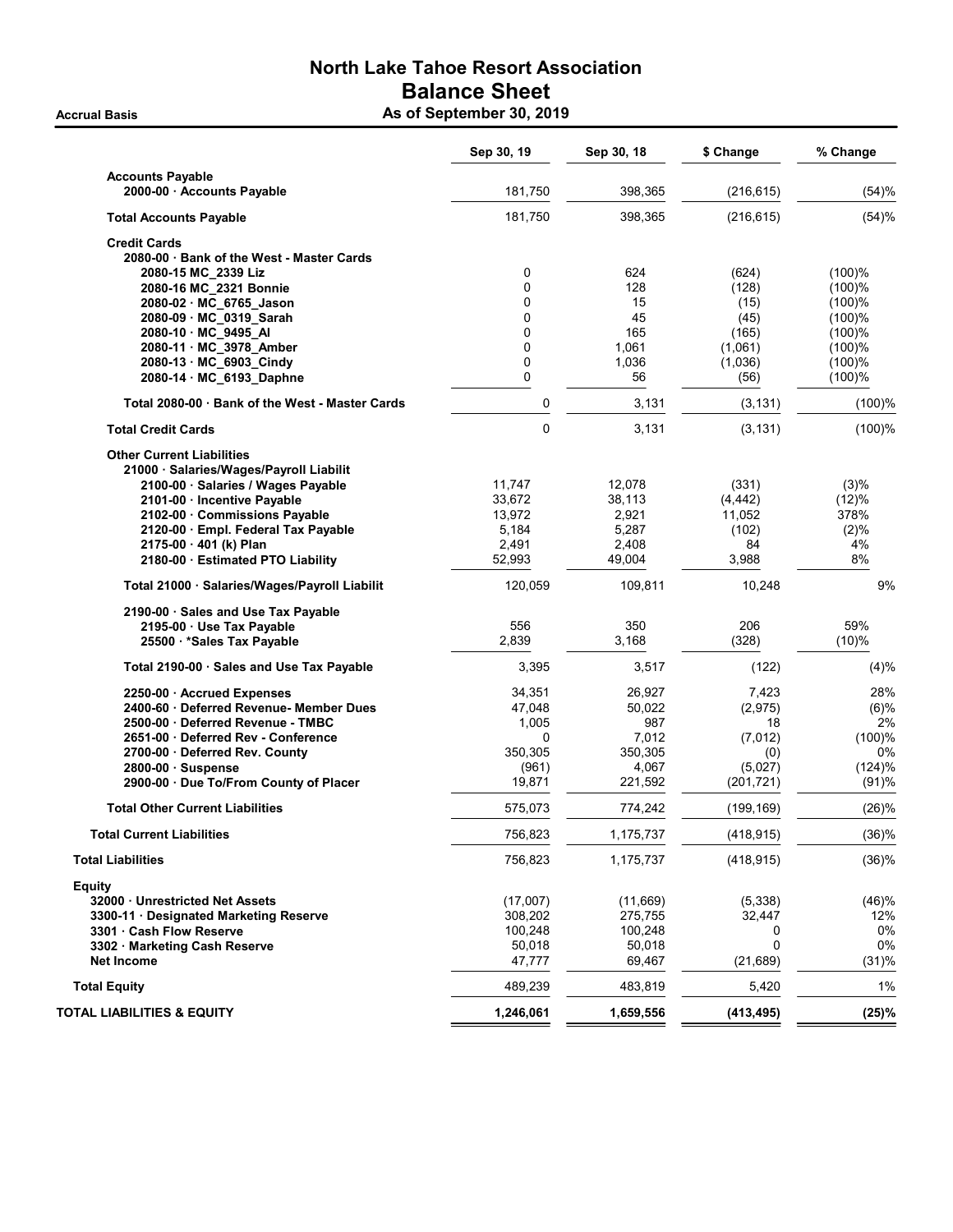# North Lake Tahoe Resort Association

## Balance Sheet

**Accrual Basis** — **As of September 30, 2019**

| | Sep 30, 19 | Sep 30, 18 | $ Change | % Change |
|---|---|---|---|---|
| **Accounts Payable** | | | | |
| **2000-00 · Accounts Payable** | 181,750 | 398,365 | (216,615) | (54)% |
| **Total Accounts Payable** | 181,750 | 398,365 | (216,615) | (54)% |
| **Credit Cards** | | | | |
| **2080-00 · Bank of the West - Master Cards** | | | | |
| **2080-15 MC_2339 Liz** | 0 | 624 | (624) | (100)% |
| **2080-16 MC_2321 Bonnie** | 0 | 128 | (128) | (100)% |
| **2080-02 · MC_6765_Jason** | 0 | 15 | (15) | (100)% |
| **2080-09 · MC_0319_Sarah** | 0 | 45 | (45) | (100)% |
| **2080-10 · MC_9495_Al** | 0 | 165 | (165) | (100)% |
| **2080-11 · MC_3978_Amber** | 0 | 1,061 | (1,061) | (100)% |
| **2080-13 · MC_6903_Cindy** | 0 | 1,036 | (1,036) | (100)% |
| **2080-14 · MC_6193_Daphne** | 0 | 56 | (56) | (100)% |
| **Total 2080-00 · Bank of the West - Master Cards** | 0 | 3,131 | (3,131) | (100)% |
| **Total Credit Cards** | 0 | 3,131 | (3,131) | (100)% |
| **Other Current Liabilities** | | | | |
| **21000 · Salaries/Wages/Payroll Liabilit** | | | | |
| **2100-00 · Salaries / Wages Payable** | 11,747 | 12,078 | (331) | (3)% |
| **2101-00 · Incentive Payable** | 33,672 | 38,113 | (4,442) | (12)% |
| **2102-00 · Commissions Payable** | 13,972 | 2,921 | 11,052 | 378% |
| **2120-00 · Empl. Federal Tax Payable** | 5,184 | 5,287 | (102) | (2)% |
| **2175-00 · 401 (k) Plan** | 2,491 | 2,408 | 84 | 4% |
| **2180-00 · Estimated PTO Liability** | 52,993 | 49,004 | 3,988 | 8% |
| **Total 21000 · Salaries/Wages/Payroll Liabilit** | 120,059 | 109,811 | 10,248 | 9% |
| **2190-00 · Sales and Use Tax Payable** | | | | |
| **2195-00 · Use Tax Payable** | 556 | 350 | 206 | 59% |
| **25500 · *Sales Tax Payable** | 2,839 | 3,168 | (328) | (10)% |
| **Total 2190-00 · Sales and Use Tax Payable** | 3,395 | 3,517 | (122) | (4)% |
| **2250-00 · Accrued Expenses** | 34,351 | 26,927 | 7,423 | 28% |
| **2400-60 · Deferred Revenue- Member Dues** | 47,048 | 50,022 | (2,975) | (6)% |
| **2500-00 · Deferred Revenue - TMBC** | 1,005 | 987 | 18 | 2% |
| **2651-00 · Deferred Rev - Conference** | 0 | 7,012 | (7,012) | (100)% |
| **2700-00 · Deferred Rev. County** | 350,305 | 350,305 | (0) | 0% |
| **2800-00 · Suspense** | (961) | 4,067 | (5,027) | (124)% |
| **2900-00 · Due To/From County of Placer** | 19,871 | 221,592 | (201,721) | (91)% |
| **Total Other Current Liabilities** | 575,073 | 774,242 | (199,169) | (26)% |
| **Total Current Liabilities** | 756,823 | 1,175,737 | (418,915) | (36)% |
| **Total Liabilities** | 756,823 | 1,175,737 | (418,915) | (36)% |
| **Equity** | | | | |
| **32000 · Unrestricted Net Assets** | (17,007) | (11,669) | (5,338) | (46)% |
| **3300-11 · Designated Marketing Reserve** | 308,202 | 275,755 | 32,447 | 12% |
| **3301 · Cash Flow Reserve** | 100,248 | 100,248 | 0 | 0% |
| **3302 · Marketing Cash Reserve** | 50,018 | 50,018 | 0 | 0% |
| **Net Income** | 47,777 | 69,467 | (21,689) | (31)% |
| **Total Equity** | 489,239 | 483,819 | 5,420 | 1% |
| **TOTAL LIABILITIES & EQUITY** | **1,246,061** | **1,659,556** | **(413,495)** | **(25)%** |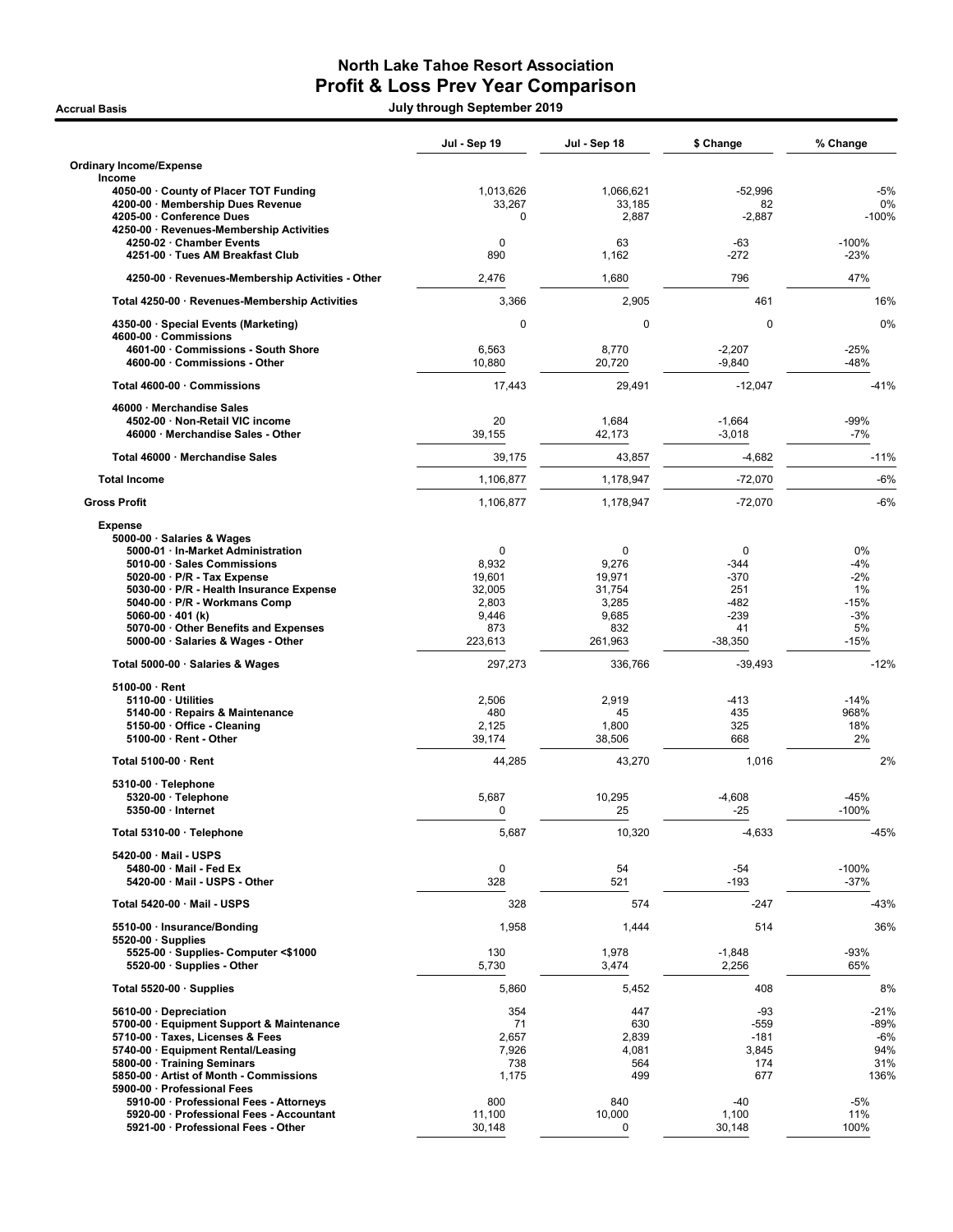# North Lake Tahoe Resort Association
## Profit & Loss Prev Year Comparison

**Accrual Basis** — July through September 2019

| | Jul - Sep 19 | Jul - Sep 18 | $ Change | % Change |
|---|---|---|---|---|
| **Ordinary Income/Expense** | | | | |
| **Income** | | | | |
| 4050-00 · County of Placer TOT Funding | 1,013,626 | 1,066,621 | -52,996 | -5% |
| 4200-00 · Membership Dues Revenue | 33,267 | 33,185 | 82 | 0% |
| 4205-00 · Conference Dues | 0 | 2,887 | -2,887 | -100% |
| 4250-00 · Revenues-Membership Activities | | | | |
| 4250-02 · Chamber Events | 0 | 63 | -63 | -100% |
| 4251-00 · Tues AM Breakfast Club | 890 | 1,162 | -272 | -23% |
| 4250-00 · Revenues-Membership Activities - Other | 2,476 | 1,680 | 796 | 47% |
| Total 4250-00 · Revenues-Membership Activities | 3,366 | 2,905 | 461 | 16% |
| 4350-00 · Special Events (Marketing) | 0 | 0 | 0 | 0% |
| 4600-00 · Commissions | | | | |
| 4601-00 · Commissions - South Shore | 6,563 | 8,770 | -2,207 | -25% |
| 4600-00 · Commissions - Other | 10,880 | 20,720 | -9,840 | -48% |
| Total 4600-00 · Commissions | 17,443 | 29,491 | -12,047 | -41% |
| 46000 · Merchandise Sales | | | | |
| 4502-00 · Non-Retail VIC income | 20 | 1,684 | -1,664 | -99% |
| 46000 · Merchandise Sales - Other | 39,155 | 42,173 | -3,018 | -7% |
| Total 46000 · Merchandise Sales | 39,175 | 43,857 | -4,682 | -11% |
| **Total Income** | 1,106,877 | 1,178,947 | -72,070 | -6% |
| **Gross Profit** | 1,106,877 | 1,178,947 | -72,070 | -6% |
| **Expense** | | | | |
| 5000-00 · Salaries & Wages | | | | |
| 5000-01 · In-Market Administration | 0 | 0 | 0 | 0% |
| 5010-00 · Sales Commissions | 8,932 | 9,276 | -344 | -4% |
| 5020-00 · P/R - Tax Expense | 19,601 | 19,971 | -370 | -2% |
| 5030-00 · P/R - Health Insurance Expense | 32,005 | 31,754 | 251 | 1% |
| 5040-00 · P/R - Workmans Comp | 2,803 | 3,285 | -482 | -15% |
| 5060-00 · 401 (k) | 9,446 | 9,685 | -239 | -3% |
| 5070-00 · Other Benefits and Expenses | 873 | 832 | 41 | 5% |
| 5000-00 · Salaries & Wages - Other | 223,613 | 261,963 | -38,350 | -15% |
| Total 5000-00 · Salaries & Wages | 297,273 | 336,766 | -39,493 | -12% |
| 5100-00 · Rent | | | | |
| 5110-00 · Utilities | 2,506 | 2,919 | -413 | -14% |
| 5140-00 · Repairs & Maintenance | 480 | 45 | 435 | 968% |
| 5150-00 · Office - Cleaning | 2,125 | 1,800 | 325 | 18% |
| 5100-00 · Rent - Other | 39,174 | 38,506 | 668 | 2% |
| Total 5100-00 · Rent | 44,285 | 43,270 | 1,016 | 2% |
| 5310-00 · Telephone | | | | |
| 5320-00 · Telephone | 5,687 | 10,295 | -4,608 | -45% |
| 5350-00 · Internet | 0 | 25 | -25 | -100% |
| Total 5310-00 · Telephone | 5,687 | 10,320 | -4,633 | -45% |
| 5420-00 · Mail - USPS | | | | |
| 5480-00 · Mail - Fed Ex | 0 | 54 | -54 | -100% |
| 5420-00 · Mail - USPS - Other | 328 | 521 | -193 | -37% |
| Total 5420-00 · Mail - USPS | 328 | 574 | -247 | -43% |
| 5510-00 · Insurance/Bonding | 1,958 | 1,444 | 514 | 36% |
| 5520-00 · Supplies | | | | |
| 5525-00 · Supplies- Computer <$1000 | 130 | 1,978 | -1,848 | -93% |
| 5520-00 · Supplies - Other | 5,730 | 3,474 | 2,256 | 65% |
| Total 5520-00 · Supplies | 5,860 | 5,452 | 408 | 8% |
| 5610-00 · Depreciation | 354 | 447 | -93 | -21% |
| 5700-00 · Equipment Support & Maintenance | 71 | 630 | -559 | -89% |
| 5710-00 · Taxes, Licenses & Fees | 2,657 | 2,839 | -181 | -6% |
| 5740-00 · Equipment Rental/Leasing | 7,926 | 4,081 | 3,845 | 94% |
| 5800-00 · Training Seminars | 738 | 564 | 174 | 31% |
| 5850-00 · Artist of Month - Commissions | 1,175 | 499 | 677 | 136% |
| 5900-00 · Professional Fees | | | | |
| 5910-00 · Professional Fees - Attorneys | 800 | 840 | -40 | -5% |
| 5920-00 · Professional Fees - Accountant | 11,100 | 10,000 | 1,100 | 11% |
| 5921-00 · Professional Fees - Other | 30,148 | 0 | 30,148 | 100% |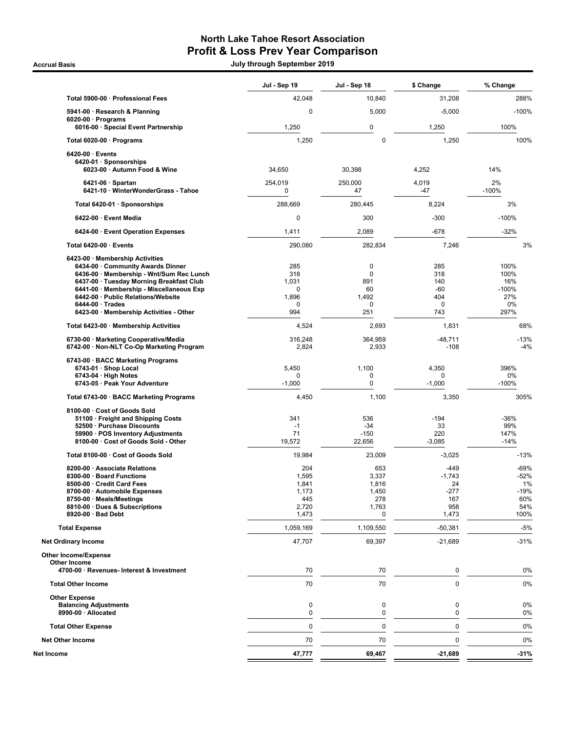# North Lake Tahoe Resort Association
## Profit & Loss Prev Year Comparison

Accrual Basis — July through September 2019

| | Jul - Sep 19 | Jul - Sep 18 | $ Change | % Change |
|---|---|---|---|---|
| Total 5900-00 · Professional Fees | 42,048 | 10,840 | 31,208 | 288% |
| 5941-00 · Research & Planning | 0 | 5,000 | -5,000 | -100% |
| 6020-00 · Programs | | | | |
| 6016-00 · Special Event Partnership | 1,250 | 0 | 1,250 | 100% |
| Total 6020-00 · Programs | 1,250 | 0 | 1,250 | 100% |
| 6420-00 · Events | | | | |
| 6420-01 · Sponsorships | | | | |
| 6023-00 · Autumn Food & Wine | 34,650 | 30,398 | 4,252 | 14% |
| 6421-06 · Spartan | 254,019 | 250,000 | 4,019 | 2% |
| 6421-10 · WinterWonderGrass - Tahoe | 0 | 47 | -47 | -100% |
| Total 6420-01 · Sponsorships | 288,669 | 280,445 | 8,224 | 3% |
| 6422-00 · Event Media | 0 | 300 | -300 | -100% |
| 6424-00 · Event Operation Expenses | 1,411 | 2,089 | -678 | -32% |
| Total 6420-00 · Events | 290,080 | 282,834 | 7,246 | 3% |
| 6423-00 · Membership Activities | | | | |
| 6434-00 · Community Awards Dinner | 285 | 0 | 285 | 100% |
| 6436-00 · Membership - Wnt/Sum Rec Lunch | 318 | 0 | 318 | 100% |
| 6437-00 · Tuesday Morning Breakfast Club | 1,031 | 891 | 140 | 16% |
| 6441-00 · Membership - Miscellaneous Exp | 0 | 60 | -60 | -100% |
| 6442-00 · Public Relations/Website | 1,896 | 1,492 | 404 | 27% |
| 6444-00 · Trades | 0 | 0 | 0 | 0% |
| 6423-00 · Membership Activities - Other | 994 | 251 | 743 | 297% |
| Total 6423-00 · Membership Activities | 4,524 | 2,693 | 1,831 | 68% |
| 6730-00 · Marketing Cooperative/Media | 316,248 | 364,959 | -48,711 | -13% |
| 6742-00 · Non-NLT Co-Op Marketing Program | 2,824 | 2,933 | -108 | -4% |
| 6743-00 · BACC Marketing Programs | | | | |
| 6743-01 · Shop Local | 5,450 | 1,100 | 4,350 | 396% |
| 6743-04 · High Notes | 0 | 0 | 0 | 0% |
| 6743-05 · Peak Your Adventure | -1,000 | 0 | -1,000 | -100% |
| Total 6743-00 · BACC Marketing Programs | 4,450 | 1,100 | 3,350 | 305% |
| 8100-00 · Cost of Goods Sold | | | | |
| 51100 · Freight and Shipping Costs | 341 | 536 | -194 | -36% |
| 52500 · Purchase Discounts | -1 | -34 | 33 | 99% |
| 59900 · POS Inventory Adjustments | 71 | -150 | 220 | 147% |
| 8100-00 · Cost of Goods Sold - Other | 19,572 | 22,656 | -3,085 | -14% |
| Total 8100-00 · Cost of Goods Sold | 19,984 | 23,009 | -3,025 | -13% |
| 8200-00 · Associate Relations | 204 | 653 | -449 | -69% |
| 8300-00 · Board Functions | 1,595 | 3,337 | -1,743 | -52% |
| 8500-00 · Credit Card Fees | 1,841 | 1,816 | 24 | 1% |
| 8700-00 · Automobile Expenses | 1,173 | 1,450 | -277 | -19% |
| 8750-00 · Meals/Meetings | 445 | 278 | 167 | 60% |
| 8810-00 · Dues & Subscriptions | 2,720 | 1,763 | 958 | 54% |
| 8920-00 · Bad Debt | 1,473 | 0 | 1,473 | 100% |
| Total Expense | 1,059,169 | 1,109,550 | -50,381 | -5% |
| Net Ordinary Income | 47,707 | 69,397 | -21,689 | -31% |
| Other Income/Expense | | | | |
| Other Income | | | | |
| 4700-00 · Revenues- Interest & Investment | 70 | 70 | 0 | 0% |
| Total Other Income | 70 | 70 | 0 | 0% |
| Other Expense | | | | |
| Balancing Adjustments | 0 | 0 | 0 | 0% |
| 8990-00 · Allocated | 0 | 0 | 0 | 0% |
| Total Other Expense | 0 | 0 | 0 | 0% |
| Net Other Income | 70 | 70 | 0 | 0% |
| **Net Income** | **47,777** | **69,467** | **-21,689** | **-31%** |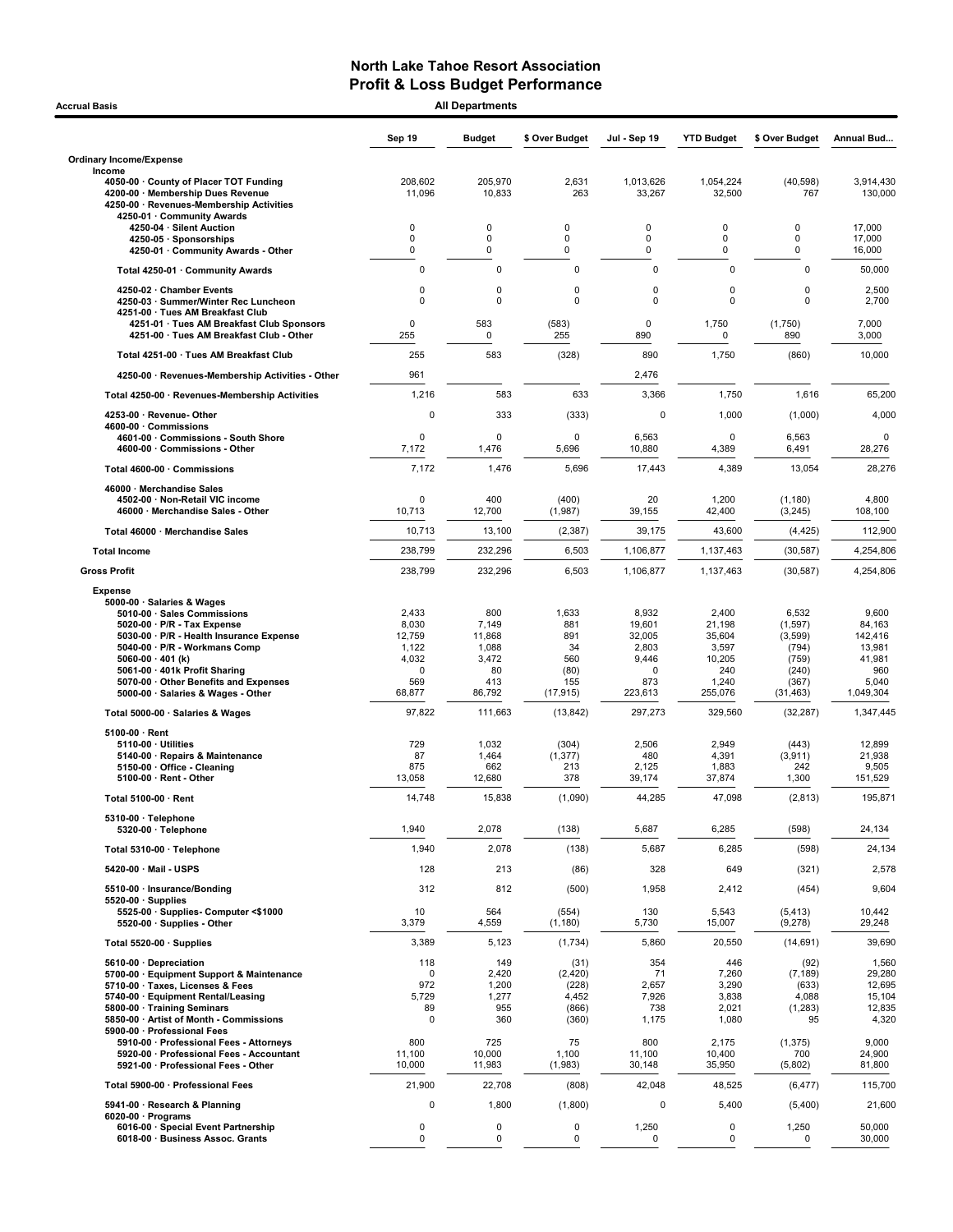# North Lake Tahoe Resort Association
## Profit & Loss Budget Performance

**Accrual Basis** — **All Departments**

| | Sep 19 | Budget | $ Over Budget | Jul - Sep 19 | YTD Budget | $ Over Budget | Annual Bud... |
|---|---|---|---|---|---|---|---|
| **Ordinary Income/Expense** | | | | | | | |
| **Income** | | | | | | | |
| 4050-00 · County of Placer TOT Funding | 208,602 | 205,970 | 2,631 | 1,013,626 | 1,054,224 | (40,598) | 3,914,430 |
| 4200-00 · Membership Dues Revenue | 11,096 | 10,833 | 263 | 33,267 | 32,500 | 767 | 130,000 |
| 4250-00 · Revenues-Membership Activities | | | | | | | |
| 4250-01 · Community Awards | | | | | | | |
| 4250-04 · Silent Auction | 0 | 0 | 0 | 0 | 0 | 0 | 17,000 |
| 4250-05 · Sponsorships | 0 | 0 | 0 | 0 | 0 | 0 | 17,000 |
| 4250-01 · Community Awards - Other | 0 | 0 | 0 | 0 | 0 | 0 | 16,000 |
| Total 4250-01 · Community Awards | 0 | 0 | 0 | 0 | 0 | 0 | 50,000 |
| 4250-02 · Chamber Events | 0 | 0 | 0 | 0 | 0 | 0 | 2,500 |
| 4250-03 · Summer/Winter Rec Luncheon | 0 | 0 | 0 | 0 | 0 | 0 | 2,700 |
| 4251-00 · Tues AM Breakfast Club | | | | | | | |
| 4251-01 · Tues AM Breakfast Club Sponsors | 0 | 583 | (583) | 0 | 1,750 | (1,750) | 7,000 |
| 4251-00 · Tues AM Breakfast Club - Other | 255 | 0 | 255 | 890 | 0 | 890 | 3,000 |
| Total 4251-00 · Tues AM Breakfast Club | 255 | 583 | (328) | 890 | 1,750 | (860) | 10,000 |
| 4250-00 · Revenues-Membership Activities - Other | 961 | | | 2,476 | | | |
| Total 4250-00 · Revenues-Membership Activities | 1,216 | 583 | 633 | 3,366 | 1,750 | 1,616 | 65,200 |
| 4253-00 · Revenue- Other | 0 | 333 | (333) | 0 | 1,000 | (1,000) | 4,000 |
| 4600-00 · Commissions | | | | | | | |
| 4601-00 · Commissions - South Shore | 0 | 0 | 0 | 6,563 | 0 | 6,563 | 0 |
| 4600-00 · Commissions - Other | 7,172 | 1,476 | 5,696 | 10,880 | 4,389 | 6,491 | 28,276 |
| Total 4600-00 · Commissions | 7,172 | 1,476 | 5,696 | 17,443 | 4,389 | 13,054 | 28,276 |
| 46000 · Merchandise Sales | | | | | | | |
| 4502-00 · Non-Retail VIC income | 0 | 400 | (400) | 20 | 1,200 | (1,180) | 4,800 |
| 46000 · Merchandise Sales - Other | 10,713 | 12,700 | (1,987) | 39,155 | 42,400 | (3,245) | 108,100 |
| Total 46000 · Merchandise Sales | 10,713 | 13,100 | (2,387) | 39,175 | 43,600 | (4,425) | 112,900 |
| **Total Income** | 238,799 | 232,296 | 6,503 | 1,106,877 | 1,137,463 | (30,587) | 4,254,806 |
| **Gross Profit** | 238,799 | 232,296 | 6,503 | 1,106,877 | 1,137,463 | (30,587) | 4,254,806 |
| **Expense** | | | | | | | |
| 5000-00 · Salaries & Wages | | | | | | | |
| 5010-00 · Sales Commissions | 2,433 | 800 | 1,633 | 8,932 | 2,400 | 6,532 | 9,600 |
| 5020-00 · P/R - Tax Expense | 8,030 | 7,149 | 881 | 19,601 | 21,198 | (1,597) | 84,163 |
| 5030-00 · P/R - Health Insurance Expense | 12,759 | 11,868 | 891 | 32,005 | 35,604 | (3,599) | 142,416 |
| 5040-00 · P/R - Workmans Comp | 1,122 | 1,088 | 34 | 2,803 | 3,597 | (794) | 13,981 |
| 5060-00 · 401 (k) | 4,032 | 3,472 | 560 | 9,446 | 10,205 | (759) | 41,981 |
| 5061-00 · 401k Profit Sharing | 0 | 80 | (80) | 0 | 240 | (240) | 960 |
| 5070-00 · Other Benefits and Expenses | 569 | 413 | 155 | 873 | 1,240 | (367) | 5,040 |
| 5000-00 · Salaries & Wages - Other | 68,877 | 86,792 | (17,915) | 223,613 | 255,076 | (31,463) | 1,049,304 |
| Total 5000-00 · Salaries & Wages | 97,822 | 111,663 | (13,842) | 297,273 | 329,560 | (32,287) | 1,347,445 |
| 5100-00 · Rent | | | | | | | |
| 5110-00 · Utilities | 729 | 1,032 | (304) | 2,506 | 2,949 | (443) | 12,899 |
| 5140-00 · Repairs & Maintenance | 87 | 1,464 | (1,377) | 480 | 4,391 | (3,911) | 21,938 |
| 5150-00 · Office - Cleaning | 875 | 662 | 213 | 2,125 | 1,883 | 242 | 9,505 |
| 5100-00 · Rent - Other | 13,058 | 12,680 | 378 | 39,174 | 37,874 | 1,300 | 151,529 |
| Total 5100-00 · Rent | 14,748 | 15,838 | (1,090) | 44,285 | 47,098 | (2,813) | 195,871 |
| 5310-00 · Telephone | | | | | | | |
| 5320-00 · Telephone | 1,940 | 2,078 | (138) | 5,687 | 6,285 | (598) | 24,134 |
| Total 5310-00 · Telephone | 1,940 | 2,078 | (138) | 5,687 | 6,285 | (598) | 24,134 |
| 5420-00 · Mail - USPS | 128 | 213 | (86) | 328 | 649 | (321) | 2,578 |
| 5510-00 · Insurance/Bonding | 312 | 812 | (500) | 1,958 | 2,412 | (454) | 9,604 |
| 5520-00 · Supplies | | | | | | | |
| 5525-00 · Supplies- Computer <$1000 | 10 | 564 | (554) | 130 | 5,543 | (5,413) | 10,442 |
| 5520-00 · Supplies - Other | 3,379 | 4,559 | (1,180) | 5,730 | 15,007 | (9,278) | 29,248 |
| Total 5520-00 · Supplies | 3,389 | 5,123 | (1,734) | 5,860 | 20,550 | (14,691) | 39,690 |
| 5610-00 · Depreciation | 118 | 149 | (31) | 354 | 446 | (92) | 1,560 |
| 5700-00 · Equipment Support & Maintenance | 0 | 2,420 | (2,420) | 71 | 7,260 | (7,189) | 29,280 |
| 5710-00 · Taxes, Licenses & Fees | 972 | 1,200 | (228) | 2,657 | 3,290 | (633) | 12,695 |
| 5740-00 · Equipment Rental/Leasing | 5,729 | 1,277 | 4,452 | 7,926 | 3,838 | 4,088 | 15,104 |
| 5800-00 · Training Seminars | 89 | 955 | (866) | 738 | 2,021 | (1,283) | 12,835 |
| 5850-00 · Artist of Month - Commissions | 0 | 360 | (360) | 1,175 | 1,080 | 95 | 4,320 |
| 5900-00 · Professional Fees | | | | | | | |
| 5910-00 · Professional Fees - Attorneys | 800 | 725 | 75 | 800 | 2,175 | (1,375) | 9,000 |
| 5920-00 · Professional Fees - Accountant | 11,100 | 10,000 | 1,100 | 11,100 | 10,400 | 700 | 24,900 |
| 5921-00 · Professional Fees - Other | 10,000 | 11,983 | (1,983) | 30,148 | 35,950 | (5,802) | 81,800 |
| Total 5900-00 · Professional Fees | 21,900 | 22,708 | (808) | 42,048 | 48,525 | (6,477) | 115,700 |
| 5941-00 · Research & Planning | 0 | 1,800 | (1,800) | 0 | 5,400 | (5,400) | 21,600 |
| 6020-00 · Programs | | | | | | | |
| 6016-00 · Special Event Partnership | 0 | 0 | 0 | 1,250 | 0 | 1,250 | 50,000 |
| 6018-00 · Business Assoc. Grants | 0 | 0 | 0 | 0 | 0 | 0 | 30,000 |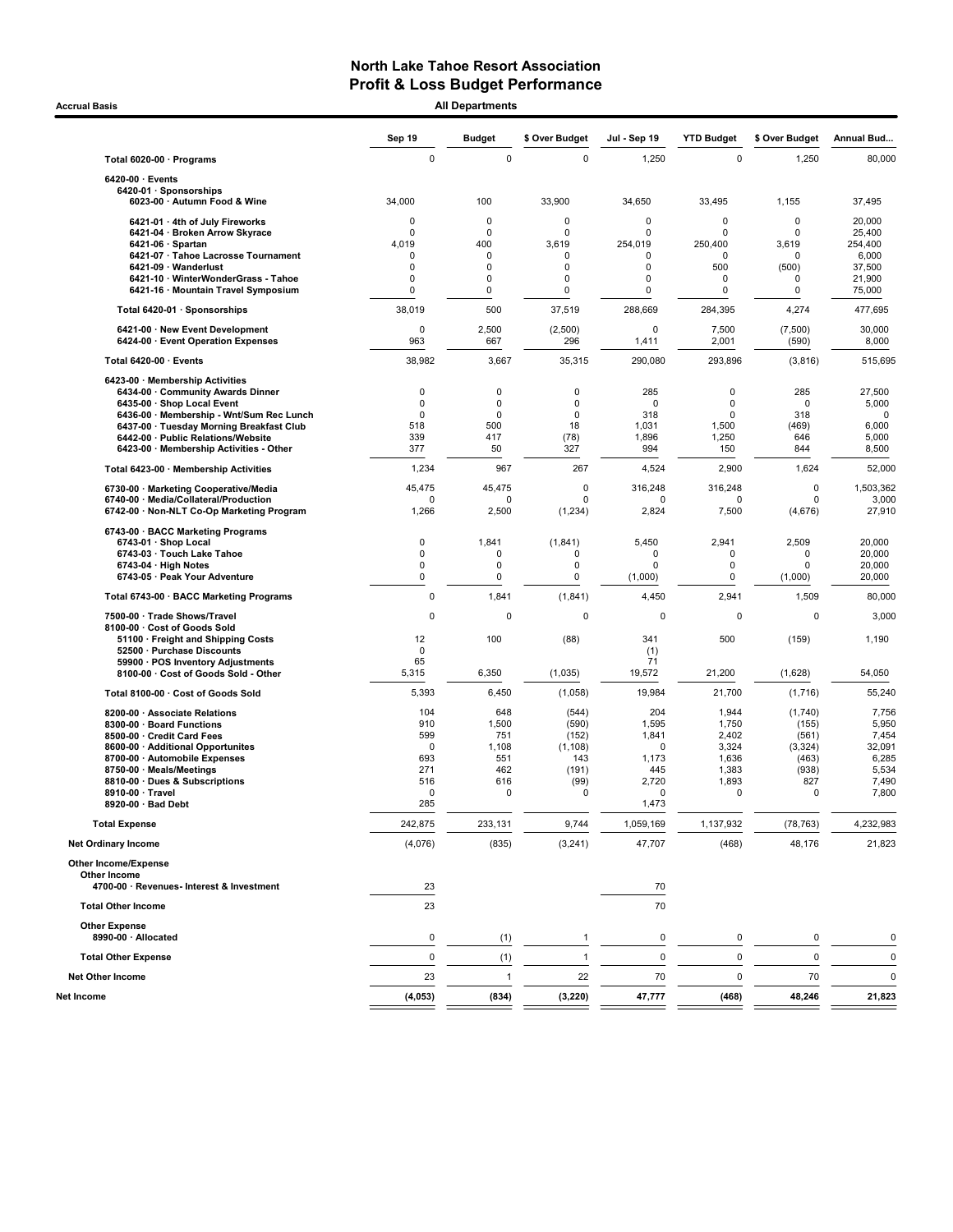# North Lake Tahoe Resort Association
## Profit & Loss Budget Performance

**Accrual Basis** — **All Departments**

| | Sep 19 | Budget | $ Over Budget | Jul - Sep 19 | YTD Budget | $ Over Budget | Annual Bud... |
|---|---|---|---|---|---|---|---|
| **Total 6020-00 · Programs** | 0 | 0 | 0 | 1,250 | 0 | 1,250 | 80,000 |
| **6420-00 · Events** | | | | | | | |
| **6420-01 · Sponsorships** | | | | | | | |
| **6023-00 · Autumn Food & Wine** | 34,000 | 100 | 33,900 | 34,650 | 33,495 | 1,155 | 37,495 |
| **6421-01 · 4th of July Fireworks** | 0 | 0 | 0 | 0 | 0 | 0 | 20,000 |
| **6421-04 · Broken Arrow Skyrace** | 0 | 0 | 0 | 0 | 0 | 0 | 25,400 |
| **6421-06 · Spartan** | 4,019 | 400 | 3,619 | 254,019 | 250,400 | 3,619 | 254,400 |
| **6421-07 · Tahoe Lacrosse Tournament** | 0 | 0 | 0 | 0 | 0 | 0 | 6,000 |
| **6421-09 · Wanderlust** | 0 | 0 | 0 | 0 | 500 | (500) | 37,500 |
| **6421-10 · WinterWonderGrass - Tahoe** | 0 | 0 | 0 | 0 | 0 | 0 | 21,900 |
| **6421-16 · Mountain Travel Symposium** | 0 | 0 | 0 | 0 | 0 | 0 | 75,000 |
| **Total 6420-01 · Sponsorships** | 38,019 | 500 | 37,519 | 288,669 | 284,395 | 4,274 | 477,695 |
| **6421-00 · New Event Development** | 0 | 2,500 | (2,500) | 0 | 7,500 | (7,500) | 30,000 |
| **6424-00 · Event Operation Expenses** | 963 | 667 | 296 | 1,411 | 2,001 | (590) | 8,000 |
| **Total 6420-00 · Events** | 38,982 | 3,667 | 35,315 | 290,080 | 293,896 | (3,816) | 515,695 |
| **6423-00 · Membership Activities** | | | | | | | |
| **6434-00 · Community Awards Dinner** | 0 | 0 | 0 | 285 | 0 | 285 | 27,500 |
| **6435-00 · Shop Local Event** | 0 | 0 | 0 | 0 | 0 | 0 | 5,000 |
| **6436-00 · Membership - Wnt/Sum Rec Lunch** | 0 | 0 | 0 | 318 | 0 | 318 | 0 |
| **6437-00 · Tuesday Morning Breakfast Club** | 518 | 500 | 18 | 1,031 | 1,500 | (469) | 6,000 |
| **6442-00 · Public Relations/Website** | 339 | 417 | (78) | 1,896 | 1,250 | 646 | 5,000 |
| **6423-00 · Membership Activities - Other** | 377 | 50 | 327 | 994 | 150 | 844 | 8,500 |
| **Total 6423-00 · Membership Activities** | 1,234 | 967 | 267 | 4,524 | 2,900 | 1,624 | 52,000 |
| **6730-00 · Marketing Cooperative/Media** | 45,475 | 45,475 | 0 | 316,248 | 316,248 | 0 | 1,503,362 |
| **6740-00 · Media/Collateral/Production** | 0 | 0 | 0 | 0 | 0 | 0 | 3,000 |
| **6742-00 · Non-NLT Co-Op Marketing Program** | 1,266 | 2,500 | (1,234) | 2,824 | 7,500 | (4,676) | 27,910 |
| **6743-00 · BACC Marketing Programs** | | | | | | | |
| **6743-01 · Shop Local** | 0 | 1,841 | (1,841) | 5,450 | 2,941 | 2,509 | 20,000 |
| **6743-03 · Touch Lake Tahoe** | 0 | 0 | 0 | 0 | 0 | 0 | 20,000 |
| **6743-04 · High Notes** | 0 | 0 | 0 | 0 | 0 | 0 | 20,000 |
| **6743-05 · Peak Your Adventure** | 0 | 0 | 0 | (1,000) | 0 | (1,000) | 20,000 |
| **Total 6743-00 · BACC Marketing Programs** | 0 | 1,841 | (1,841) | 4,450 | 2,941 | 1,509 | 80,000 |
| **7500-00 · Trade Shows/Travel** | 0 | 0 | 0 | 0 | 0 | 0 | 3,000 |
| **8100-00 · Cost of Goods Sold** | | | | | | | |
| **51100 · Freight and Shipping Costs** | 12 | 100 | (88) | 341 | 500 | (159) | 1,190 |
| **52500 · Purchase Discounts** | 0 | | | (1) | | | |
| **59900 · POS Inventory Adjustments** | 65 | | | 71 | | | |
| **8100-00 · Cost of Goods Sold - Other** | 5,315 | 6,350 | (1,035) | 19,572 | 21,200 | (1,628) | 54,050 |
| **Total 8100-00 · Cost of Goods Sold** | 5,393 | 6,450 | (1,058) | 19,984 | 21,700 | (1,716) | 55,240 |
| **8200-00 · Associate Relations** | 104 | 648 | (544) | 204 | 1,944 | (1,740) | 7,756 |
| **8300-00 · Board Functions** | 910 | 1,500 | (590) | 1,595 | 1,750 | (155) | 5,950 |
| **8500-00 · Credit Card Fees** | 599 | 751 | (152) | 1,841 | 2,402 | (561) | 7,454 |
| **8600-00 · Additional Opportunites** | 0 | 1,108 | (1,108) | 0 | 3,324 | (3,324) | 32,091 |
| **8700-00 · Automobile Expenses** | 693 | 551 | 143 | 1,173 | 1,636 | (463) | 6,285 |
| **8750-00 · Meals/Meetings** | 271 | 462 | (191) | 445 | 1,383 | (938) | 5,534 |
| **8810-00 · Dues & Subscriptions** | 516 | 616 | (99) | 2,720 | 1,893 | 827 | 7,490 |
| **8910-00 · Travel** | 0 | 0 | 0 | 0 | 0 | 0 | 7,800 |
| **8920-00 · Bad Debt** | 285 | | | 1,473 | | | |
| **Total Expense** | 242,875 | 233,131 | 9,744 | 1,059,169 | 1,137,932 | (78,763) | 4,232,983 |
| **Net Ordinary Income** | (4,076) | (835) | (3,241) | 47,707 | (468) | 48,176 | 21,823 |
| **Other Income/Expense** | | | | | | | |
| **Other Income** | | | | | | | |
| **4700-00 · Revenues- Interest & Investment** | 23 | | | 70 | | | |
| **Total Other Income** | 23 | | | 70 | | | |
| **Other Expense** | | | | | | | |
| **8990-00 · Allocated** | 0 | (1) | 1 | 0 | 0 | 0 | 0 |
| **Total Other Expense** | 0 | (1) | 1 | 0 | 0 | 0 | 0 |
| **Net Other Income** | 23 | 1 | 22 | 70 | 0 | 70 | 0 |
| **Net Income** | **(4,053)** | **(834)** | **(3,220)** | **47,777** | **(468)** | **48,246** | **21,823** |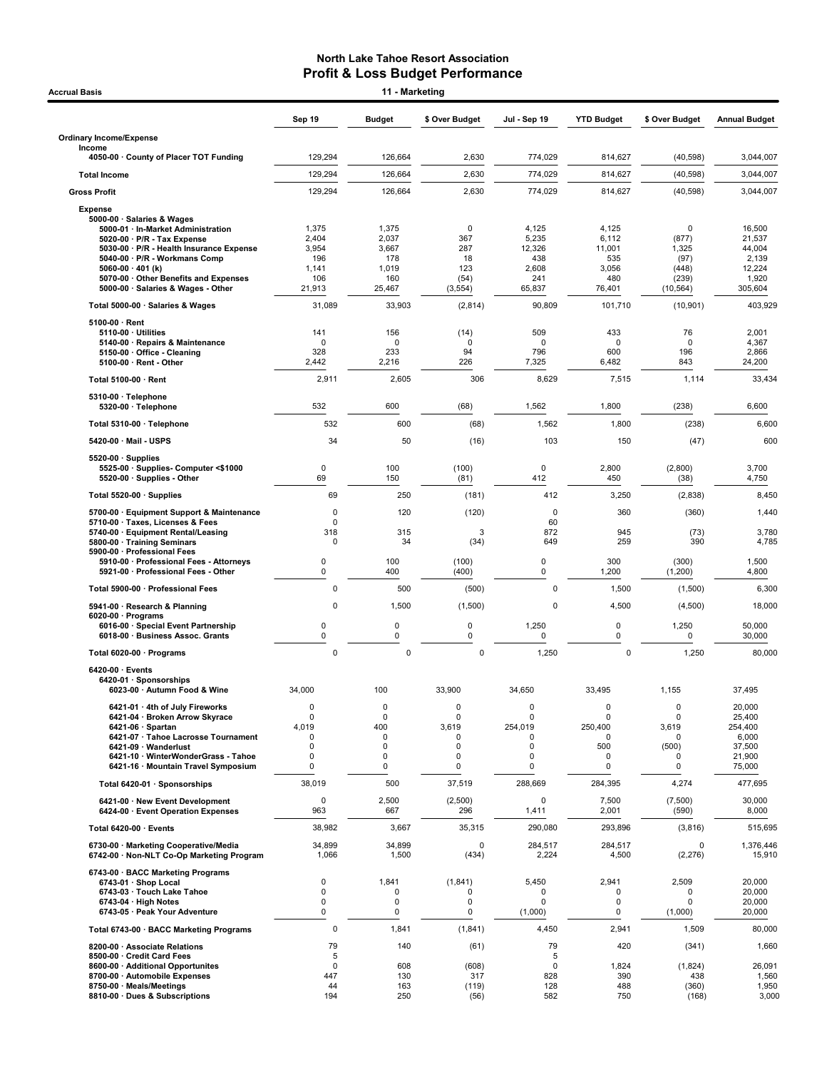# North Lake Tahoe Resort Association
## Profit & Loss Budget Performance

**Accrual Basis** — **11 - Marketing**

| | Sep 19 | Budget | $ Over Budget | Jul - Sep 19 | YTD Budget | $ Over Budget | Annual Budget |
|---|---|---|---|---|---|---|---|
| **Ordinary Income/Expense** | | | | | | | |
| **Income** | | | | | | | |
| 4050-00 · County of Placer TOT Funding | 129,294 | 126,664 | 2,630 | 774,029 | 814,627 | (40,598) | 3,044,007 |
| **Total Income** | 129,294 | 126,664 | 2,630 | 774,029 | 814,627 | (40,598) | 3,044,007 |
| **Gross Profit** | 129,294 | 126,664 | 2,630 | 774,029 | 814,627 | (40,598) | 3,044,007 |
| **Expense** | | | | | | | |
| 5000-00 · Salaries & Wages | | | | | | | |
| 5000-01 · In-Market Administration | 1,375 | 1,375 | 0 | 4,125 | 4,125 | 0 | 16,500 |
| 5020-00 · P/R - Tax Expense | 2,404 | 2,037 | 367 | 5,235 | 6,112 | (877) | 21,537 |
| 5030-00 · P/R - Health Insurance Expense | 3,954 | 3,667 | 287 | 12,326 | 11,001 | 1,325 | 44,004 |
| 5040-00 · P/R - Workmans Comp | 196 | 178 | 18 | 438 | 535 | (97) | 2,139 |
| 5060-00 · 401 (k) | 1,141 | 1,019 | 123 | 2,608 | 3,056 | (448) | 12,224 |
| 5070-00 · Other Benefits and Expenses | 106 | 160 | (54) | 241 | 480 | (239) | 1,920 |
| 5000-00 · Salaries & Wages - Other | 21,913 | 25,467 | (3,554) | 65,837 | 76,401 | (10,564) | 305,604 |
| **Total 5000-00 · Salaries & Wages** | 31,089 | 33,903 | (2,814) | 90,809 | 101,710 | (10,901) | 403,929 |
| 5100-00 · Rent | | | | | | | |
| 5110-00 · Utilities | 141 | 156 | (14) | 509 | 433 | 76 | 2,001 |
| 5140-00 · Repairs & Maintenance | 0 | 0 | 0 | 0 | 0 | 0 | 4,367 |
| 5150-00 · Office - Cleaning | 328 | 233 | 94 | 796 | 600 | 196 | 2,866 |
| 5100-00 · Rent - Other | 2,442 | 2,216 | 226 | 7,325 | 6,482 | 843 | 24,200 |
| **Total 5100-00 · Rent** | 2,911 | 2,605 | 306 | 8,629 | 7,515 | 1,114 | 33,434 |
| 5310-00 · Telephone | | | | | | | |
| 5320-00 · Telephone | 532 | 600 | (68) | 1,562 | 1,800 | (238) | 6,600 |
| **Total 5310-00 · Telephone** | 532 | 600 | (68) | 1,562 | 1,800 | (238) | 6,600 |
| 5420-00 · Mail - USPS | 34 | 50 | (16) | 103 | 150 | (47) | 600 |
| 5520-00 · Supplies | | | | | | | |
| 5525-00 · Supplies- Computer <$1000 | 0 | 100 | (100) | 0 | 2,800 | (2,800) | 3,700 |
| 5520-00 · Supplies - Other | 69 | 150 | (81) | 412 | 450 | (38) | 4,750 |
| **Total 5520-00 · Supplies** | 69 | 250 | (181) | 412 | 3,250 | (2,838) | 8,450 |
| 5700-00 · Equipment Support & Maintenance | 0 | 120 | (120) | 0 | 360 | (360) | 1,440 |
| 5710-00 · Taxes, Licenses & Fees | 0 | | | 60 | | | |
| 5740-00 · Equipment Rental/Leasing | 318 | 315 | 3 | 872 | 945 | (73) | 3,780 |
| 5800-00 · Training Seminars | 0 | 34 | (34) | 649 | 259 | 390 | 4,785 |
| 5900-00 · Professional Fees | | | | | | | |
| 5910-00 · Professional Fees - Attorneys | 0 | 100 | (100) | 0 | 300 | (300) | 1,500 |
| 5921-00 · Professional Fees - Other | 0 | 400 | (400) | 0 | 1,200 | (1,200) | 4,800 |
| **Total 5900-00 · Professional Fees** | 0 | 500 | (500) | 0 | 1,500 | (1,500) | 6,300 |
| 5941-00 · Research & Planning | 0 | 1,500 | (1,500) | 0 | 4,500 | (4,500) | 18,000 |
| 6020-00 · Programs | | | | | | | |
| 6016-00 · Special Event Partnership | 0 | 0 | 0 | 1,250 | 0 | 1,250 | 50,000 |
| 6018-00 · Business Assoc. Grants | 0 | 0 | 0 | 0 | 0 | 0 | 30,000 |
| **Total 6020-00 · Programs** | 0 | 0 | 0 | 1,250 | 0 | 1,250 | 80,000 |
| 6420-00 · Events | | | | | | | |
| 6420-01 · Sponsorships | | | | | | | |
| 6023-00 · Autumn Food & Wine | 34,000 | 100 | 33,900 | 34,650 | 33,495 | 1,155 | 37,495 |
| 6421-01 · 4th of July Fireworks | 0 | 0 | 0 | 0 | 0 | 0 | 20,000 |
| 6421-04 · Broken Arrow Skyrace | 0 | 0 | 0 | 0 | 0 | 0 | 25,400 |
| 6421-06 · Spartan | 4,019 | 400 | 3,619 | 254,019 | 250,400 | 3,619 | 254,400 |
| 6421-07 · Tahoe Lacrosse Tournament | 0 | 0 | 0 | 0 | 0 | 0 | 6,000 |
| 6421-09 · Wanderlust | 0 | 0 | 0 | 0 | 500 | (500) | 37,500 |
| 6421-10 · WinterWonderGrass - Tahoe | 0 | 0 | 0 | 0 | 0 | 0 | 21,900 |
| 6421-16 · Mountain Travel Symposium | 0 | 0 | 0 | 0 | 0 | 0 | 75,000 |
| **Total 6420-01 · Sponsorships** | 38,019 | 500 | 37,519 | 288,669 | 284,395 | 4,274 | 477,695 |
| 6421-00 · New Event Development | 0 | 2,500 | (2,500) | 0 | 7,500 | (7,500) | 30,000 |
| 6424-00 · Event Operation Expenses | 963 | 667 | 296 | 1,411 | 2,001 | (590) | 8,000 |
| **Total 6420-00 · Events** | 38,982 | 3,667 | 35,315 | 290,080 | 293,896 | (3,816) | 515,695 |
| 6730-00 · Marketing Cooperative/Media | 34,899 | 34,899 | 0 | 284,517 | 284,517 | 0 | 1,376,446 |
| 6742-00 · Non-NLT Co-Op Marketing Program | 1,066 | 1,500 | (434) | 2,224 | 4,500 | (2,276) | 15,910 |
| 6743-00 · BACC Marketing Programs | | | | | | | |
| 6743-01 · Shop Local | 0 | 1,841 | (1,841) | 5,450 | 2,941 | 2,509 | 20,000 |
| 6743-03 · Touch Lake Tahoe | 0 | 0 | 0 | 0 | 0 | 0 | 20,000 |
| 6743-04 · High Notes | 0 | 0 | 0 | 0 | 0 | 0 | 20,000 |
| 6743-05 · Peak Your Adventure | 0 | 0 | 0 | (1,000) | 0 | (1,000) | 20,000 |
| **Total 6743-00 · BACC Marketing Programs** | 0 | 1,841 | (1,841) | 4,450 | 2,941 | 1,509 | 80,000 |
| 8200-00 · Associate Relations | 79 | 140 | (61) | 79 | 420 | (341) | 1,660 |
| 8500-00 · Credit Card Fees | 5 | | | 5 | | | |
| 8600-00 · Additional Opportunites | 0 | 608 | (608) | 0 | 1,824 | (1,824) | 26,091 |
| 8700-00 · Automobile Expenses | 447 | 130 | 317 | 828 | 390 | 438 | 1,560 |
| 8750-00 · Meals/Meetings | 44 | 163 | (119) | 128 | 488 | (360) | 1,950 |
| 8810-00 · Dues & Subscriptions | 194 | 250 | (56) | 582 | 750 | (168) | 3,000 |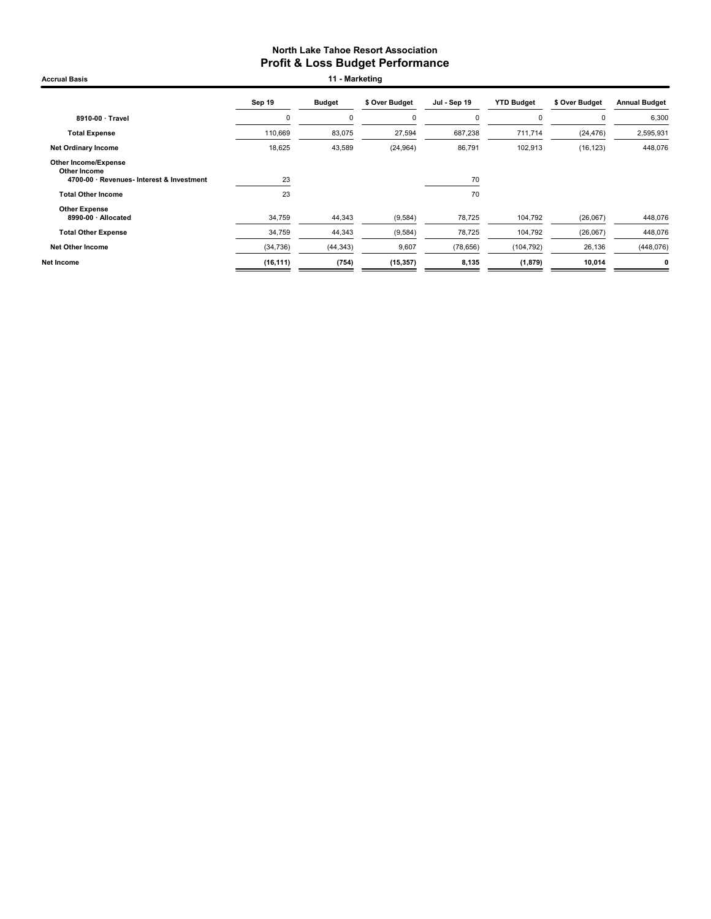# North Lake Tahoe Resort Association
## Profit & Loss Budget Performance

**Accrual Basis** — **11 - Marketing**

| | Sep 19 | Budget | $ Over Budget | Jul - Sep 19 | YTD Budget | $ Over Budget | Annual Budget |
|---|---|---|---|---|---|---|---|
| **8910-00 · Travel** | 0 | 0 | 0 | 0 | 0 | 0 | 6,300 |
| **Total Expense** | 110,669 | 83,075 | 27,594 | 687,238 | 711,714 | (24,476) | 2,595,931 |
| **Net Ordinary Income** | 18,625 | 43,589 | (24,964) | 86,791 | 102,913 | (16,123) | 448,076 |
| **Other Income/Expense** | | | | | | | |
| **Other Income** | | | | | | | |
| **4700-00 · Revenues- Interest & Investment** | 23 | | | 70 | | | |
| **Total Other Income** | 23 | | | 70 | | | |
| **Other Expense** | | | | | | | |
| **8990-00 · Allocated** | 34,759 | 44,343 | (9,584) | 78,725 | 104,792 | (26,067) | 448,076 |
| **Total Other Expense** | 34,759 | 44,343 | (9,584) | 78,725 | 104,792 | (26,067) | 448,076 |
| **Net Other Income** | (34,736) | (44,343) | 9,607 | (78,656) | (104,792) | 26,136 | (448,076) |
| **Net Income** | **(16,111)** | **(754)** | **(15,357)** | **8,135** | **(1,879)** | **10,014** | **0** |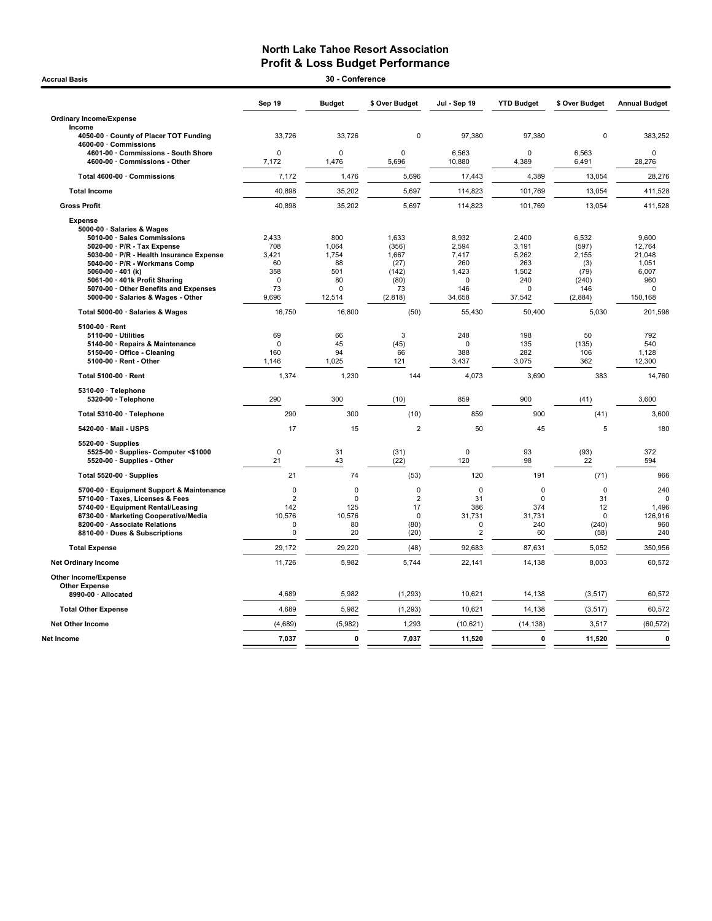# North Lake Tahoe Resort Association
## Profit & Loss Budget Performance

Accrual Basis — 30 - Conference

| | Sep 19 | Budget | $ Over Budget | Jul - Sep 19 | YTD Budget | $ Over Budget | Annual Budget |
|---|---|---|---|---|---|---|---|
| **Ordinary Income/Expense** | | | | | | | |
| **Income** | | | | | | | |
| 4050-00 · County of Placer TOT Funding | 33,726 | 33,726 | 0 | 97,380 | 97,380 | 0 | 383,252 |
| 4600-00 · Commissions | | | | | | | |
| 4601-00 · Commissions - South Shore | 0 | 0 | 0 | 6,563 | 0 | 6,563 | 0 |
| 4600-00 · Commissions - Other | 7,172 | 1,476 | 5,696 | 10,880 | 4,389 | 6,491 | 28,276 |
| Total 4600-00 · Commissions | 7,172 | 1,476 | 5,696 | 17,443 | 4,389 | 13,054 | 28,276 |
| **Total Income** | 40,898 | 35,202 | 5,697 | 114,823 | 101,769 | 13,054 | 411,528 |
| **Gross Profit** | 40,898 | 35,202 | 5,697 | 114,823 | 101,769 | 13,054 | 411,528 |
| **Expense** | | | | | | | |
| 5000-00 · Salaries & Wages | | | | | | | |
| 5010-00 · Sales Commissions | 2,433 | 800 | 1,633 | 8,932 | 2,400 | 6,532 | 9,600 |
| 5020-00 · P/R - Tax Expense | 708 | 1,064 | (356) | 2,594 | 3,191 | (597) | 12,764 |
| 5030-00 · P/R - Health Insurance Expense | 3,421 | 1,754 | 1,667 | 7,417 | 5,262 | 2,155 | 21,048 |
| 5040-00 · P/R - Workmans Comp | 60 | 88 | (27) | 260 | 263 | (3) | 1,051 |
| 5060-00 · 401 (k) | 358 | 501 | (142) | 1,423 | 1,502 | (79) | 6,007 |
| 5061-00 · 401k Profit Sharing | 0 | 80 | (80) | 0 | 240 | (240) | 960 |
| 5070-00 · Other Benefits and Expenses | 73 | 0 | 73 | 146 | 0 | 146 | 0 |
| 5000-00 · Salaries & Wages - Other | 9,696 | 12,514 | (2,818) | 34,658 | 37,542 | (2,884) | 150,168 |
| Total 5000-00 · Salaries & Wages | 16,750 | 16,800 | (50) | 55,430 | 50,400 | 5,030 | 201,598 |
| 5100-00 · Rent | | | | | | | |
| 5110-00 · Utilities | 69 | 66 | 3 | 248 | 198 | 50 | 792 |
| 5140-00 · Repairs & Maintenance | 0 | 45 | (45) | 0 | 135 | (135) | 540 |
| 5150-00 · Office - Cleaning | 160 | 94 | 66 | 388 | 282 | 106 | 1,128 |
| 5100-00 · Rent - Other | 1,146 | 1,025 | 121 | 3,437 | 3,075 | 362 | 12,300 |
| Total 5100-00 · Rent | 1,374 | 1,230 | 144 | 4,073 | 3,690 | 383 | 14,760 |
| 5310-00 · Telephone | | | | | | | |
| 5320-00 · Telephone | 290 | 300 | (10) | 859 | 900 | (41) | 3,600 |
| Total 5310-00 · Telephone | 290 | 300 | (10) | 859 | 900 | (41) | 3,600 |
| 5420-00 · Mail - USPS | 17 | 15 | 2 | 50 | 45 | 5 | 180 |
| 5520-00 · Supplies | | | | | | | |
| 5525-00 · Supplies- Computer <$1000 | 0 | 31 | (31) | 0 | 93 | (93) | 372 |
| 5520-00 · Supplies - Other | 21 | 43 | (22) | 120 | 98 | 22 | 594 |
| Total 5520-00 · Supplies | 21 | 74 | (53) | 120 | 191 | (71) | 966 |
| 5700-00 · Equipment Support & Maintenance | 0 | 0 | 0 | 0 | 0 | 0 | 240 |
| 5710-00 · Taxes, Licenses & Fees | 2 | 0 | 2 | 31 | 0 | 31 | 0 |
| 5740-00 · Equipment Rental/Leasing | 142 | 125 | 17 | 386 | 374 | 12 | 1,496 |
| 6730-00 · Marketing Cooperative/Media | 10,576 | 10,576 | 0 | 31,731 | 31,731 | 0 | 126,916 |
| 8200-00 · Associate Relations | 0 | 80 | (80) | 0 | 240 | (240) | 960 |
| 8810-00 · Dues & Subscriptions | 0 | 20 | (20) | 2 | 60 | (58) | 240 |
| **Total Expense** | 29,172 | 29,220 | (48) | 92,683 | 87,631 | 5,052 | 350,956 |
| **Net Ordinary Income** | 11,726 | 5,982 | 5,744 | 22,141 | 14,138 | 8,003 | 60,572 |
| **Other Income/Expense** | | | | | | | |
| **Other Expense** | | | | | | | |
| 8990-00 · Allocated | 4,689 | 5,982 | (1,293) | 10,621 | 14,138 | (3,517) | 60,572 |
| **Total Other Expense** | 4,689 | 5,982 | (1,293) | 10,621 | 14,138 | (3,517) | 60,572 |
| **Net Other Income** | (4,689) | (5,982) | 1,293 | (10,621) | (14,138) | 3,517 | (60,572) |
| **Net Income** | **7,037** | **0** | **7,037** | **11,520** | **0** | **11,520** | **0** |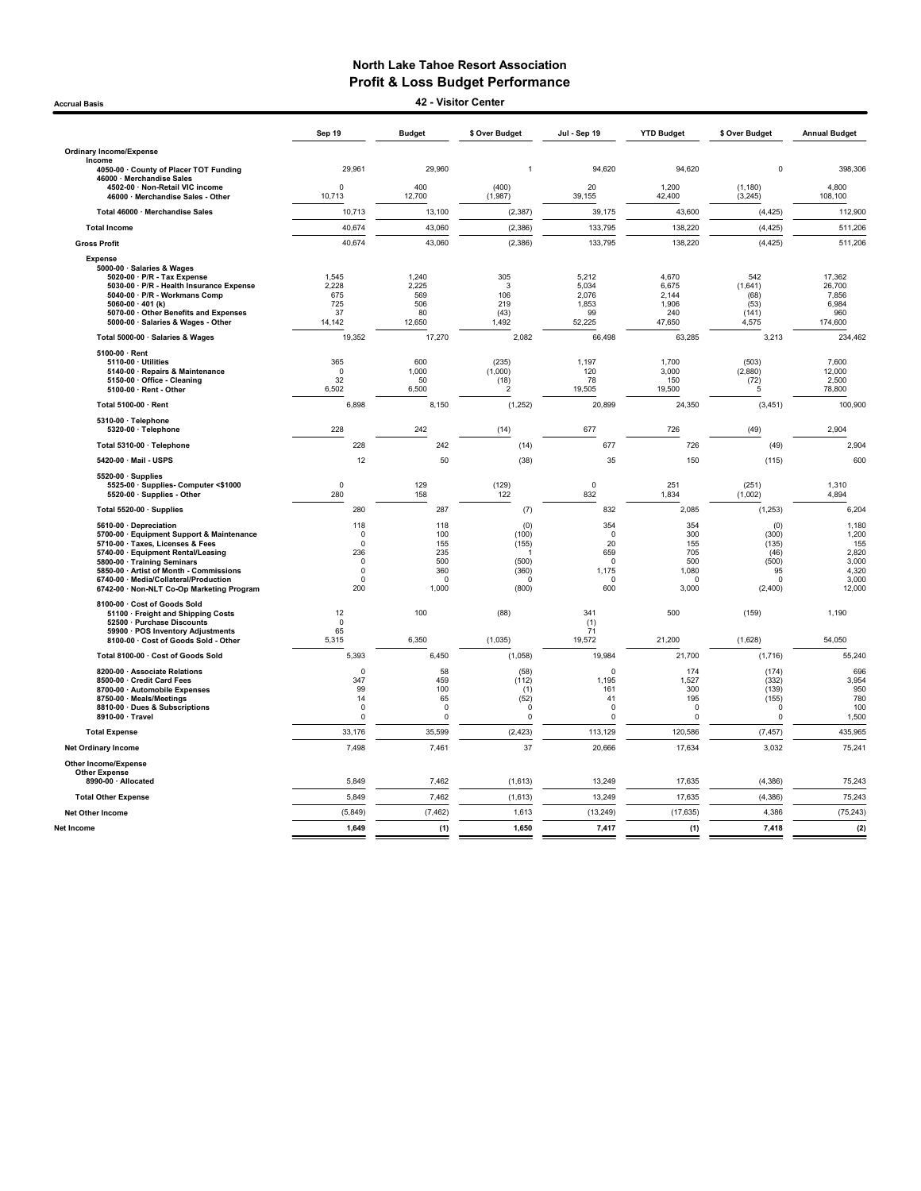# North Lake Tahoe Resort Association
## Profit & Loss Budget Performance
### 42 - Visitor Center

Accrual Basis

| | Sep 19 | Budget | $ Over Budget | Jul - Sep 19 | YTD Budget | $ Over Budget | Annual Budget |
|---|---|---|---|---|---|---|---|
| **Ordinary Income/Expense** | | | | | | | |
| **Income** | | | | | | | |
| 4050-00 · County of Placer TOT Funding | 29,961 | 29,960 | 1 | 94,620 | 94,620 | 0 | 398,306 |
| 46000 · Merchandise Sales | | | | | | | |
| 4502-00 · Non-Retail VIC income | 0 | 400 | (400) | 20 | 1,200 | (1,180) | 4,800 |
| 46000 · Merchandise Sales - Other | 10,713 | 12,700 | (1,987) | 39,155 | 42,400 | (3,245) | 108,100 |
| Total 46000 · Merchandise Sales | 10,713 | 13,100 | (2,387) | 39,175 | 43,600 | (4,425) | 112,900 |
| **Total Income** | 40,674 | 43,060 | (2,386) | 133,795 | 138,220 | (4,425) | 511,206 |
| **Gross Profit** | 40,674 | 43,060 | (2,386) | 133,795 | 138,220 | (4,425) | 511,206 |
| **Expense** | | | | | | | |
| 5000-00 · Salaries & Wages | | | | | | | |
| 5020-00 · P/R - Tax Expense | 1,545 | 1,240 | 305 | 5,212 | 4,670 | 542 | 17,362 |
| 5030-00 · P/R - Health Insurance Expense | 2,228 | 2,225 | 3 | 5,034 | 6,675 | (1,641) | 26,700 |
| 5040-00 · P/R - Workmans Comp | 675 | 569 | 106 | 2,076 | 2,144 | (68) | 7,856 |
| 5060-00 · 401 (k) | 725 | 506 | 219 | 1,853 | 1,906 | (53) | 6,984 |
| 5070-00 · Other Benefits and Expenses | 37 | 80 | (43) | 99 | 240 | (141) | 960 |
| 5000-00 · Salaries & Wages - Other | 14,142 | 12,650 | 1,492 | 52,225 | 47,650 | 4,575 | 174,600 |
| Total 5000-00 · Salaries & Wages | 19,352 | 17,270 | 2,082 | 66,498 | 63,285 | 3,213 | 234,462 |
| 5100-00 · Rent | | | | | | | |
| 5110-00 · Utilities | 365 | 600 | (235) | 1,197 | 1,700 | (503) | 7,600 |
| 5140-00 · Repairs & Maintenance | 0 | 1,000 | (1,000) | 120 | 3,000 | (2,880) | 12,000 |
| 5150-00 · Office - Cleaning | 32 | 50 | (18) | 78 | 150 | (72) | 2,500 |
| 5100-00 · Rent - Other | 6,502 | 6,500 | 2 | 19,505 | 19,500 | 5 | 78,800 |
| Total 5100-00 · Rent | 6,898 | 8,150 | (1,252) | 20,899 | 24,350 | (3,451) | 100,900 |
| 5310-00 · Telephone | | | | | | | |
| 5320-00 · Telephone | 228 | 242 | (14) | 677 | 726 | (49) | 2,904 |
| Total 5310-00 · Telephone | 228 | 242 | (14) | 677 | 726 | (49) | 2,904 |
| 5420-00 · Mail - USPS | 12 | 50 | (38) | 35 | 150 | (115) | 600 |
| 5520-00 · Supplies | | | | | | | |
| 5525-00 · Supplies- Computer <$1000 | 0 | 129 | (129) | 0 | 251 | (251) | 1,310 |
| 5520-00 · Supplies - Other | 280 | 158 | 122 | 832 | 1,834 | (1,002) | 4,894 |
| Total 5520-00 · Supplies | 280 | 287 | (7) | 832 | 2,085 | (1,253) | 6,204 |
| 5610-00 · Depreciation | 118 | 118 | (0) | 354 | 354 | (0) | 1,180 |
| 5700-00 · Equipment Support & Maintenance | 0 | 100 | (100) | 0 | 300 | (300) | 1,200 |
| 5710-00 · Taxes, Licenses & Fees | 0 | 155 | (155) | 20 | 155 | (135) | 155 |
| 5740-00 · Equipment Rental/Leasing | 236 | 235 | 1 | 659 | 705 | (46) | 2,820 |
| 5800-00 · Training Seminars | 0 | 500 | (500) | 0 | 500 | (500) | 3,000 |
| 5850-00 · Artist of Month - Commissions | 0 | 360 | (360) | 1,175 | 1,080 | 95 | 4,320 |
| 6740-00 · Media/Collateral/Production | 0 | 0 | 0 | 0 | 0 | 0 | 3,000 |
| 6742-00 · Non-NLT Co-Op Marketing Program | 200 | 1,000 | (800) | 600 | 3,000 | (2,400) | 12,000 |
| 8100-00 · Cost of Goods Sold | | | | | | | |
| 51100 · Freight and Shipping Costs | 12 | 100 | (88) | 341 | 500 | (159) | 1,190 |
| 52500 · Purchase Discounts | 0 | | | (1) | | | |
| 59900 · POS Inventory Adjustments | 65 | | | 71 | | | |
| 8100-00 · Cost of Goods Sold - Other | 5,315 | 6,350 | (1,035) | 19,572 | 21,200 | (1,628) | 54,050 |
| Total 8100-00 · Cost of Goods Sold | 5,393 | 6,450 | (1,058) | 19,984 | 21,700 | (1,716) | 55,240 |
| 8200-00 · Associate Relations | 0 | 58 | (58) | 0 | 174 | (174) | 696 |
| 8500-00 · Credit Card Fees | 347 | 459 | (112) | 1,195 | 1,527 | (332) | 3,954 |
| 8700-00 · Automobile Expenses | 99 | 100 | (1) | 161 | 300 | (139) | 950 |
| 8750-00 · Meals/Meetings | 14 | 65 | (52) | 41 | 195 | (155) | 780 |
| 8810-00 · Dues & Subscriptions | 0 | 0 | 0 | 0 | 0 | 0 | 100 |
| 8910-00 · Travel | 0 | 0 | 0 | 0 | 0 | 0 | 1,500 |
| **Total Expense** | 33,176 | 35,599 | (2,423) | 113,129 | 120,586 | (7,457) | 435,965 |
| **Net Ordinary Income** | 7,498 | 7,461 | 37 | 20,666 | 17,634 | 3,032 | 75,241 |
| **Other Income/Expense** | | | | | | | |
| **Other Expense** | | | | | | | |
| 8990-00 · Allocated | 5,849 | 7,462 | (1,613) | 13,249 | 17,635 | (4,386) | 75,243 |
| **Total Other Expense** | 5,849 | 7,462 | (1,613) | 13,249 | 17,635 | (4,386) | 75,243 |
| **Net Other Income** | (5,849) | (7,462) | 1,613 | (13,249) | (17,635) | 4,386 | (75,243) |
| **Net Income** | 1,649 | (1) | 1,650 | 7,417 | (1) | 7,418 | (2) |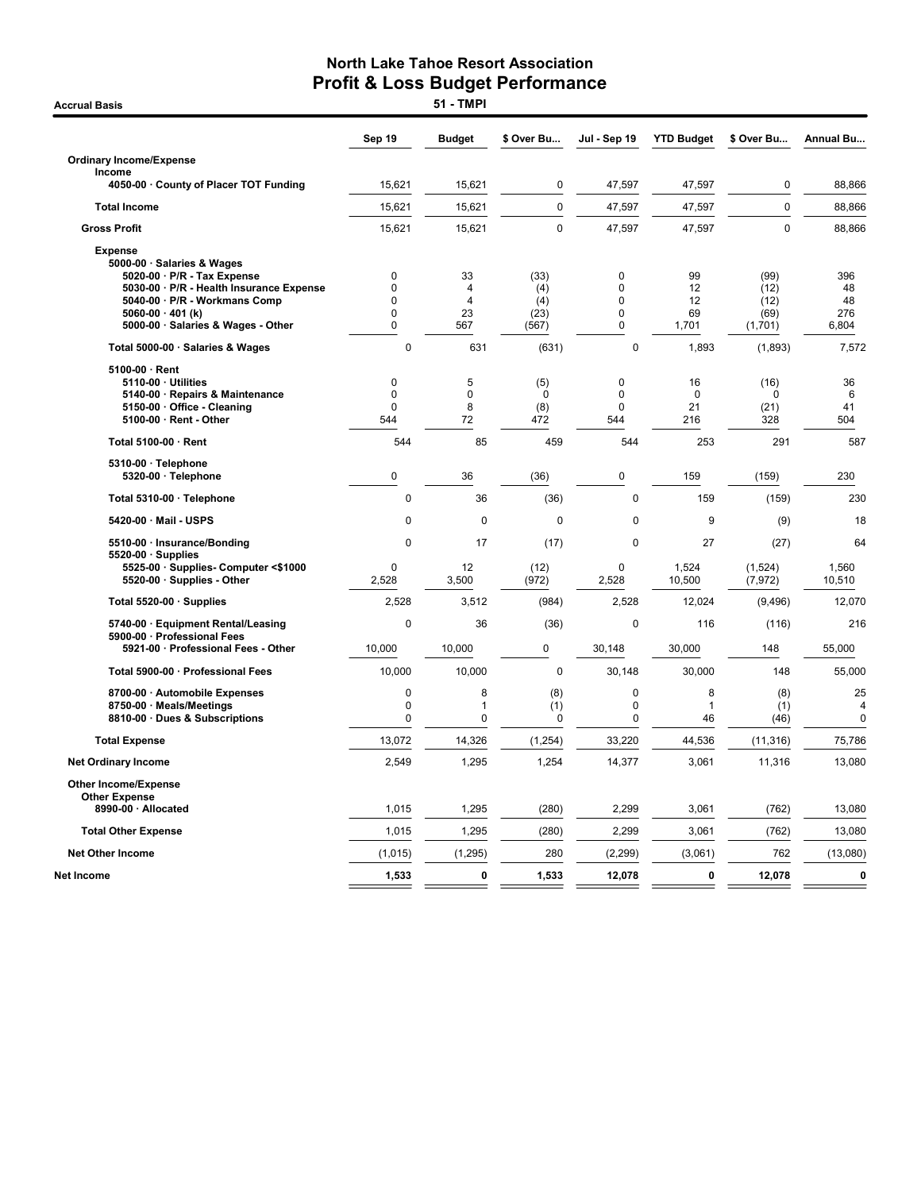# North Lake Tahoe Resort Association
## Profit & Loss Budget Performance
### 51 - TMPI

Accrual Basis

| | Sep 19 | Budget | $ Over Bu... | Jul - Sep 19 | YTD Budget | $ Over Bu... | Annual Bu... |
|---|---|---|---|---|---|---|---|
| **Ordinary Income/Expense** | | | | | | | |
| **Income** | | | | | | | |
| 4050-00 · County of Placer TOT Funding | 15,621 | 15,621 | 0 | 47,597 | 47,597 | 0 | 88,866 |
| **Total Income** | 15,621 | 15,621 | 0 | 47,597 | 47,597 | 0 | 88,866 |
| **Gross Profit** | 15,621 | 15,621 | 0 | 47,597 | 47,597 | 0 | 88,866 |
| **Expense** | | | | | | | |
| 5000-00 · Salaries & Wages | | | | | | | |
| 5020-00 · P/R - Tax Expense | 0 | 33 | (33) | 0 | 99 | (99) | 396 |
| 5030-00 · P/R - Health Insurance Expense | 0 | 4 | (4) | 0 | 12 | (12) | 48 |
| 5040-00 · P/R - Workmans Comp | 0 | 4 | (4) | 0 | 12 | (12) | 48 |
| 5060-00 · 401 (k) | 0 | 23 | (23) | 0 | 69 | (69) | 276 |
| 5000-00 · Salaries & Wages - Other | 0 | 567 | (567) | 0 | 1,701 | (1,701) | 6,804 |
| Total 5000-00 · Salaries & Wages | 0 | 631 | (631) | 0 | 1,893 | (1,893) | 7,572 |
| 5100-00 · Rent | | | | | | | |
| 5110-00 · Utilities | 0 | 5 | (5) | 0 | 16 | (16) | 36 |
| 5140-00 · Repairs & Maintenance | 0 | 0 | 0 | 0 | 0 | 0 | 6 |
| 5150-00 · Office - Cleaning | 0 | 8 | (8) | 0 | 21 | (21) | 41 |
| 5100-00 · Rent - Other | 544 | 72 | 472 | 544 | 216 | 328 | 504 |
| Total 5100-00 · Rent | 544 | 85 | 459 | 544 | 253 | 291 | 587 |
| 5310-00 · Telephone | | | | | | | |
| 5320-00 · Telephone | 0 | 36 | (36) | 0 | 159 | (159) | 230 |
| Total 5310-00 · Telephone | 0 | 36 | (36) | 0 | 159 | (159) | 230 |
| 5420-00 · Mail - USPS | 0 | 0 | 0 | 0 | 9 | (9) | 18 |
| 5510-00 · Insurance/Bonding | 0 | 17 | (17) | 0 | 27 | (27) | 64 |
| 5520-00 · Supplies | | | | | | | |
| 5525-00 · Supplies- Computer <$1000 | 0 | 12 | (12) | 0 | 1,524 | (1,524) | 1,560 |
| 5520-00 · Supplies - Other | 2,528 | 3,500 | (972) | 2,528 | 10,500 | (7,972) | 10,510 |
| Total 5520-00 · Supplies | 2,528 | 3,512 | (984) | 2,528 | 12,024 | (9,496) | 12,070 |
| 5740-00 · Equipment Rental/Leasing | 0 | 36 | (36) | 0 | 116 | (116) | 216 |
| 5900-00 · Professional Fees | | | | | | | |
| 5921-00 · Professional Fees - Other | 10,000 | 10,000 | 0 | 30,148 | 30,000 | 148 | 55,000 |
| Total 5900-00 · Professional Fees | 10,000 | 10,000 | 0 | 30,148 | 30,000 | 148 | 55,000 |
| 8700-00 · Automobile Expenses | 0 | 8 | (8) | 0 | 8 | (8) | 25 |
| 8750-00 · Meals/Meetings | 0 | 1 | (1) | 0 | 1 | (1) | 4 |
| 8810-00 · Dues & Subscriptions | 0 | 0 | 0 | 0 | 46 | (46) | 0 |
| **Total Expense** | 13,072 | 14,326 | (1,254) | 33,220 | 44,536 | (11,316) | 75,786 |
| **Net Ordinary Income** | 2,549 | 1,295 | 1,254 | 14,377 | 3,061 | 11,316 | 13,080 |
| **Other Income/Expense** | | | | | | | |
| **Other Expense** | | | | | | | |
| 8990-00 · Allocated | 1,015 | 1,295 | (280) | 2,299 | 3,061 | (762) | 13,080 |
| **Total Other Expense** | 1,015 | 1,295 | (280) | 2,299 | 3,061 | (762) | 13,080 |
| **Net Other Income** | (1,015) | (1,295) | 280 | (2,299) | (3,061) | 762 | (13,080) |
| **Net Income** | **1,533** | **0** | **1,533** | **12,078** | **0** | **12,078** | **0** |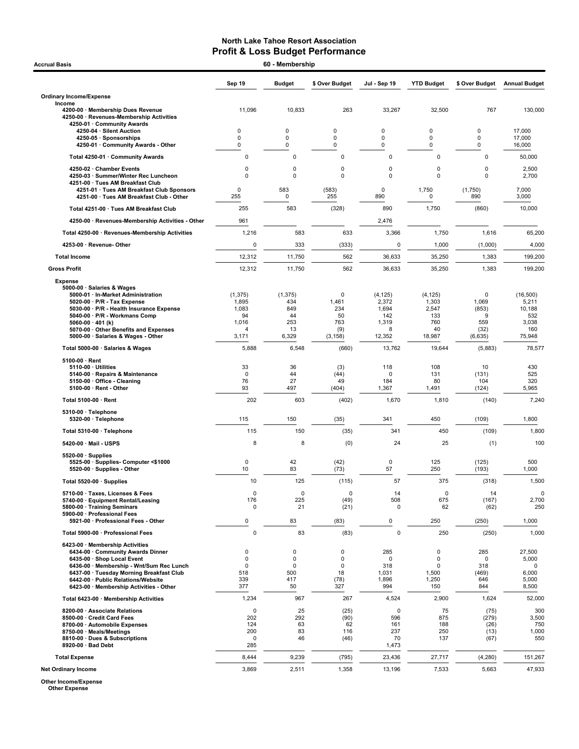# North Lake Tahoe Resort Association
## Profit & Loss Budget Performance

**Accrual Basis** — **60 - Membership**

| | Sep 19 | Budget | $ Over Budget | Jul - Sep 19 | YTD Budget | $ Over Budget | Annual Budget |
|---|---|---|---|---|---|---|---|
| **Ordinary Income/Expense** | | | | | | | |
| Income | | | | | | | |
| 4200-00 · Membership Dues Revenue | 11,096 | 10,833 | 263 | 33,267 | 32,500 | 767 | 130,000 |
| 4250-00 · Revenues-Membership Activities | | | | | | | |
| 4250-01 · Community Awards | | | | | | | |
| 4250-04 · Silent Auction | 0 | 0 | 0 | 0 | 0 | 0 | 17,000 |
| 4250-05 · Sponsorships | 0 | 0 | 0 | 0 | 0 | 0 | 17,000 |
| 4250-01 · Community Awards - Other | 0 | 0 | 0 | 0 | 0 | 0 | 16,000 |
| Total 4250-01 · Community Awards | 0 | 0 | 0 | 0 | 0 | 0 | 50,000 |
| 4250-02 · Chamber Events | 0 | 0 | 0 | 0 | 0 | 0 | 2,500 |
| 4250-03 · Summer/Winter Rec Luncheon | 0 | 0 | 0 | 0 | 0 | 0 | 2,700 |
| 4251-00 · Tues AM Breakfast Club | | | | | | | |
| 4251-01 · Tues AM Breakfast Club Sponsors | 0 | 583 | (583) | 0 | 1,750 | (1,750) | 7,000 |
| 4251-00 · Tues AM Breakfast Club - Other | 255 | 0 | 255 | 890 | 0 | 890 | 3,000 |
| Total 4251-00 · Tues AM Breakfast Club | 255 | 583 | (328) | 890 | 1,750 | (860) | 10,000 |
| 4250-00 · Revenues-Membership Activities - Other | 961 | | | 2,476 | | | |
| Total 4250-00 · Revenues-Membership Activities | 1,216 | 583 | 633 | 3,366 | 1,750 | 1,616 | 65,200 |
| 4253-00 · Revenue- Other | 0 | 333 | (333) | 0 | 1,000 | (1,000) | 4,000 |
| **Total Income** | 12,312 | 11,750 | 562 | 36,633 | 35,250 | 1,383 | 199,200 |
| **Gross Profit** | 12,312 | 11,750 | 562 | 36,633 | 35,250 | 1,383 | 199,200 |
| Expense | | | | | | | |
| 5000-00 · Salaries & Wages | | | | | | | |
| 5000-01 · In-Market Administration | (1,375) | (1,375) | 0 | (4,125) | (4,125) | 0 | (16,500) |
| 5020-00 · P/R - Tax Expense | 1,895 | 434 | 1,461 | 2,372 | 1,303 | 1,069 | 5,211 |
| 5030-00 · P/R - Health Insurance Expense | 1,083 | 849 | 234 | 1,694 | 2,547 | (853) | 10,188 |
| 5040-00 · P/R - Workmans Comp | 94 | 44 | 50 | 142 | 133 | 9 | 532 |
| 5060-00 · 401 (k) | 1,016 | 253 | 763 | 1,319 | 760 | 559 | 3,038 |
| 5070-00 · Other Benefits and Expenses | 4 | 13 | (9) | 8 | 40 | (32) | 160 |
| 5000-00 · Salaries & Wages - Other | 3,171 | 6,329 | (3,158) | 12,352 | 18,987 | (6,635) | 75,948 |
| Total 5000-00 · Salaries & Wages | 5,888 | 6,548 | (660) | 13,762 | 19,644 | (5,883) | 78,577 |
| 5100-00 · Rent | | | | | | | |
| 5110-00 · Utilities | 33 | 36 | (3) | 118 | 108 | 10 | 430 |
| 5140-00 · Repairs & Maintenance | 0 | 44 | (44) | 0 | 131 | (131) | 525 |
| 5150-00 · Office - Cleaning | 76 | 27 | 49 | 184 | 80 | 104 | 320 |
| 5100-00 · Rent - Other | 93 | 497 | (404) | 1,367 | 1,491 | (124) | 5,965 |
| Total 5100-00 · Rent | 202 | 603 | (402) | 1,670 | 1,810 | (140) | 7,240 |
| 5310-00 · Telephone | | | | | | | |
| 5320-00 · Telephone | 115 | 150 | (35) | 341 | 450 | (109) | 1,800 |
| Total 5310-00 · Telephone | 115 | 150 | (35) | 341 | 450 | (109) | 1,800 |
| 5420-00 · Mail - USPS | 8 | 8 | (0) | 24 | 25 | (1) | 100 |
| 5520-00 · Supplies | | | | | | | |
| 5525-00 · Supplies- Computer <$1000 | 0 | 42 | (42) | 0 | 125 | (125) | 500 |
| 5520-00 · Supplies - Other | 10 | 83 | (73) | 57 | 250 | (193) | 1,000 |
| Total 5520-00 · Supplies | 10 | 125 | (115) | 57 | 375 | (318) | 1,500 |
| 5710-00 · Taxes, Licenses & Fees | 0 | 0 | 0 | 14 | 0 | 14 | 0 |
| 5740-00 · Equipment Rental/Leasing | 176 | 225 | (49) | 508 | 675 | (167) | 2,700 |
| 5800-00 · Training Seminars | 0 | 21 | (21) | 0 | 62 | (62) | 250 |
| 5900-00 · Professional Fees | | | | | | | |
| 5921-00 · Professional Fees - Other | 0 | 83 | (83) | 0 | 250 | (250) | 1,000 |
| Total 5900-00 · Professional Fees | 0 | 83 | (83) | 0 | 250 | (250) | 1,000 |
| 6423-00 · Membership Activities | | | | | | | |
| 6434-00 · Community Awards Dinner | 0 | 0 | 0 | 285 | 0 | 285 | 27,500 |
| 6435-00 · Shop Local Event | 0 | 0 | 0 | 0 | 0 | 0 | 5,000 |
| 6436-00 · Membership - Wnt/Sum Rec Lunch | 0 | 0 | 0 | 318 | 0 | 318 | 0 |
| 6437-00 · Tuesday Morning Breakfast Club | 518 | 500 | 18 | 1,031 | 1,500 | (469) | 6,000 |
| 6442-00 · Public Relations/Website | 339 | 417 | (78) | 1,896 | 1,250 | 646 | 5,000 |
| 6423-00 · Membership Activities - Other | 377 | 50 | 327 | 994 | 150 | 844 | 8,500 |
| Total 6423-00 · Membership Activities | 1,234 | 967 | 267 | 4,524 | 2,900 | 1,624 | 52,000 |
| 8200-00 · Associate Relations | 0 | 25 | (25) | 0 | 75 | (75) | 300 |
| 8500-00 · Credit Card Fees | 202 | 292 | (90) | 596 | 875 | (279) | 3,500 |
| 8700-00 · Automobile Expenses | 124 | 63 | 62 | 161 | 188 | (26) | 750 |
| 8750-00 · Meals/Meetings | 200 | 83 | 116 | 237 | 250 | (13) | 1,000 |
| 8810-00 · Dues & Subscriptions | 0 | 46 | (46) | 70 | 137 | (67) | 550 |
| 8920-00 · Bad Debt | 285 | | | 1,473 | | | |
| **Total Expense** | 8,444 | 9,239 | (795) | 23,436 | 27,717 | (4,280) | 151,267 |
| **Net Ordinary Income** | 3,869 | 2,511 | 1,358 | 13,196 | 7,533 | 5,663 | 47,933 |
| **Other Income/Expense** | | | | | | | |
| Other Expense | | | | | | | |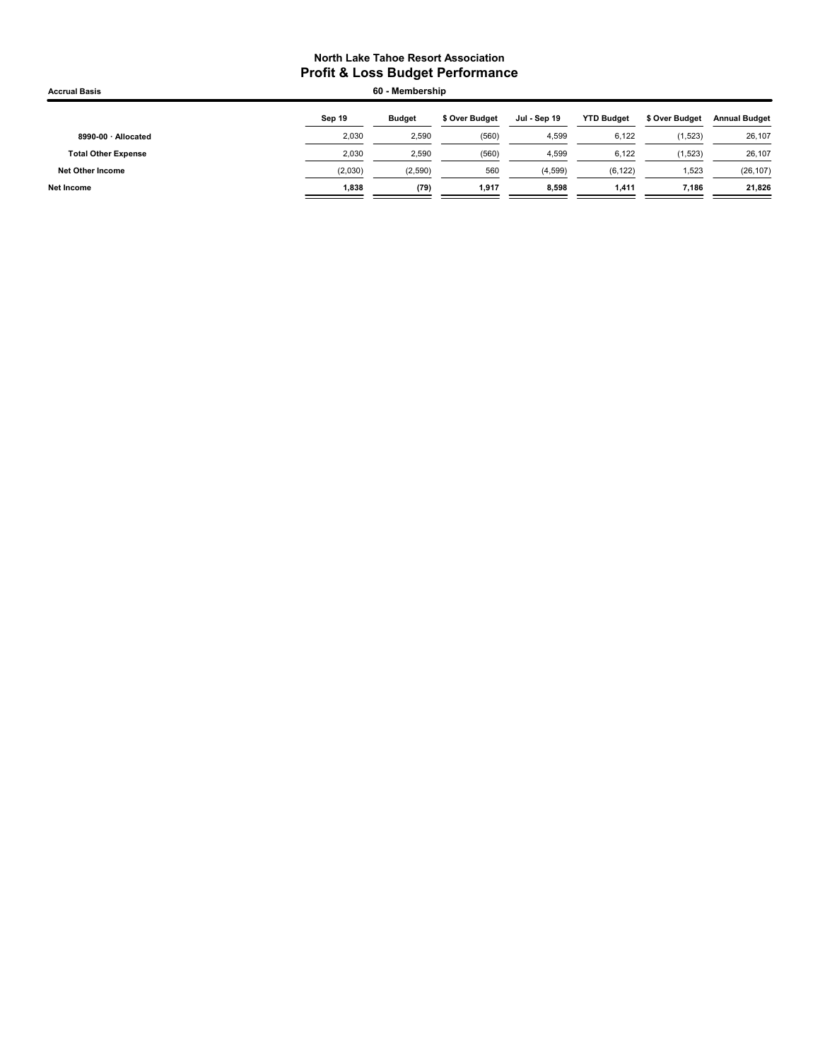**North Lake Tahoe Resort Association**
## Profit & Loss Budget Performance

**Accrual Basis** — **60 - Membership**

| | Sep 19 | Budget | $ Over Budget | Jul - Sep 19 | YTD Budget | $ Over Budget | Annual Budget |
|---|---|---|---|---|---|---|---|
| 8990-00 · Allocated | 2,030 | 2,590 | (560) | 4,599 | 6,122 | (1,523) | 26,107 |
| **Total Other Expense** | 2,030 | 2,590 | (560) | 4,599 | 6,122 | (1,523) | 26,107 |
| **Net Other Income** | (2,030) | (2,590) | 560 | (4,599) | (6,122) | 1,523 | (26,107) |
| **Net Income** | **1,838** | **(79)** | **1,917** | **8,598** | **1,411** | **7,186** | **21,826** |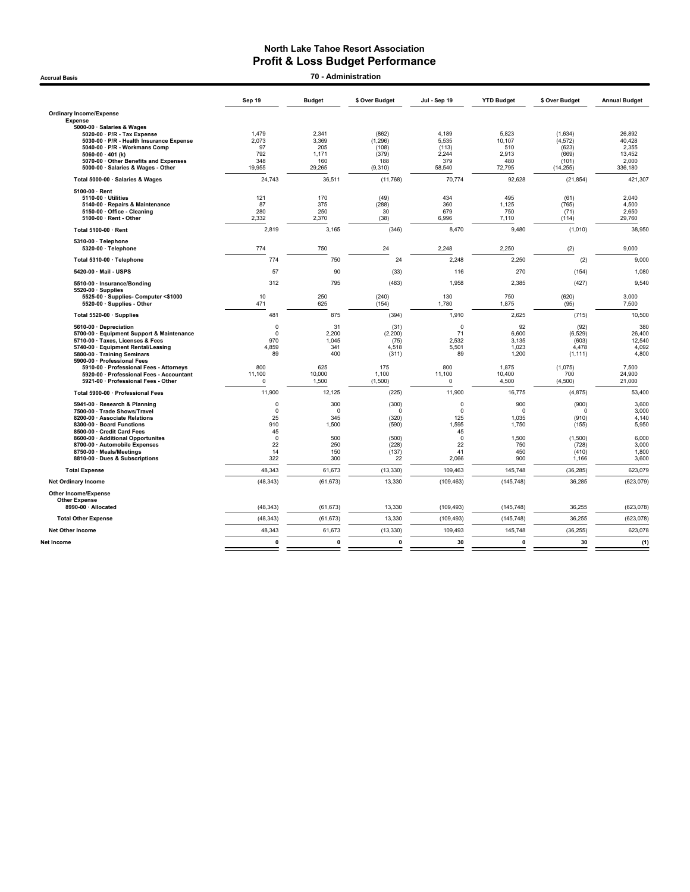# North Lake Tahoe Resort Association
## Profit & Loss Budget Performance

**Accrual Basis**

### 70 - Administration

| | Sep 19 | Budget | $ Over Budget | Jul - Sep 19 | YTD Budget | $ Over Budget | Annual Budget |
|---|---|---|---|---|---|---|---|
| **Ordinary Income/Expense** | | | | | | | |
| **Expense** | | | | | | | |
| **5000-00 · Salaries & Wages** | | | | | | | |
| 5020-00 · P/R - Tax Expense | 1,479 | 2,341 | (862) | 4,189 | 5,823 | (1,634) | 26,892 |
| 5030-00 · P/R - Health Insurance Expense | 2,073 | 3,369 | (1,296) | 5,535 | 10,107 | (4,572) | 40,428 |
| 5040-00 · P/R - Workmans Comp | 97 | 205 | (108) | (113) | 510 | (623) | 2,355 |
| 5060-00 · 401 (k) | 792 | 1,171 | (379) | 2,244 | 2,913 | (669) | 13,452 |
| 5070-00 · Other Benefits and Expenses | 348 | 160 | 188 | 379 | 480 | (101) | 2,000 |
| 5000-00 · Salaries & Wages - Other | 19,955 | 29,265 | (9,310) | 58,540 | 72,795 | (14,255) | 336,180 |
| **Total 5000-00 · Salaries & Wages** | 24,743 | 36,511 | (11,768) | 70,774 | 92,628 | (21,854) | 421,307 |
| **5100-00 · Rent** | | | | | | | |
| 5110-00 · Utilities | 121 | 170 | (49) | 434 | 495 | (61) | 2,040 |
| 5140-00 · Repairs & Maintenance | 87 | 375 | (288) | 360 | 1,125 | (765) | 4,500 |
| 5150-00 · Office - Cleaning | 280 | 250 | 30 | 679 | 750 | (71) | 2,650 |
| 5100-00 · Rent - Other | 2,332 | 2,370 | (38) | 6,996 | 7,110 | (114) | 29,760 |
| **Total 5100-00 · Rent** | 2,819 | 3,165 | (346) | 8,470 | 9,480 | (1,010) | 38,950 |
| **5310-00 · Telephone** | | | | | | | |
| 5320-00 · Telephone | 774 | 750 | 24 | 2,248 | 2,250 | (2) | 9,000 |
| **Total 5310-00 · Telephone** | 774 | 750 | 24 | 2,248 | 2,250 | (2) | 9,000 |
| 5420-00 · Mail - USPS | 57 | 90 | (33) | 116 | 270 | (154) | 1,080 |
| 5510-00 · Insurance/Bonding | 312 | 795 | (483) | 1,958 | 2,385 | (427) | 9,540 |
| **5520-00 · Supplies** | | | | | | | |
| 5525-00 · Supplies- Computer <$1000 | 10 | 250 | (240) | 130 | 750 | (620) | 3,000 |
| 5520-00 · Supplies - Other | 471 | 625 | (154) | 1,780 | 1,875 | (95) | 7,500 |
| **Total 5520-00 · Supplies** | 481 | 875 | (394) | 1,910 | 2,625 | (715) | 10,500 |
| 5610-00 · Depreciation | 0 | 31 | (31) | 0 | 92 | (92) | 380 |
| 5700-00 · Equipment Support & Maintenance | 0 | 2,200 | (2,200) | 71 | 6,600 | (6,529) | 26,400 |
| 5710-00 · Taxes, Licenses & Fees | 970 | 1,045 | (75) | 2,532 | 3,135 | (603) | 12,540 |
| 5740-00 · Equipment Rental/Leasing | 4,859 | 341 | 4,518 | 5,501 | 1,023 | 4,478 | 4,092 |
| 5800-00 · Training Seminars | 89 | 400 | (311) | 89 | 1,200 | (1,111) | 4,800 |
| **5900-00 · Professional Fees** | | | | | | | |
| 5910-00 · Professional Fees - Attorneys | 800 | 625 | 175 | 800 | 1,875 | (1,075) | 7,500 |
| 5920-00 · Professional Fees - Accountant | 11,100 | 10,000 | 1,100 | 11,100 | 10,400 | 700 | 24,900 |
| 5921-00 · Professional Fees - Other | 0 | 1,500 | (1,500) | 0 | 4,500 | (4,500) | 21,000 |
| **Total 5900-00 · Professional Fees** | 11,900 | 12,125 | (225) | 11,900 | 16,775 | (4,875) | 53,400 |
| 5941-00 · Research & Planning | 0 | 300 | (300) | 0 | 900 | (900) | 3,600 |
| 7500-00 · Trade Shows/Travel | 0 | 0 | 0 | 0 | 0 | 0 | 3,000 |
| 8200-00 · Associate Relations | 25 | 345 | (320) | 125 | 1,035 | (910) | 4,140 |
| 8300-00 · Board Functions | 910 | 1,500 | (590) | 1,595 | 1,750 | (155) | 5,950 |
| 8500-00 · Credit Card Fees | 45 | | | 45 | | | |
| 8600-00 · Additional Opportunites | 0 | 500 | (500) | 0 | 1,500 | (1,500) | 6,000 |
| 8700-00 · Automobile Expenses | 22 | 250 | (228) | 22 | 750 | (728) | 3,000 |
| 8750-00 · Meals/Meetings | 14 | 150 | (137) | 41 | 450 | (410) | 1,800 |
| 8810-00 · Dues & Subscriptions | 322 | 300 | 22 | 2,066 | 900 | 1,166 | 3,600 |
| **Total Expense** | 48,343 | 61,673 | (13,330) | 109,463 | 145,748 | (36,285) | 623,079 |
| **Net Ordinary Income** | (48,343) | (61,673) | 13,330 | (109,463) | (145,748) | 36,285 | (623,079) |
| **Other Income/Expense** | | | | | | | |
| **Other Expense** | | | | | | | |
| 8990-00 · Allocated | (48,343) | (61,673) | 13,330 | (109,493) | (145,748) | 36,255 | (623,078) |
| **Total Other Expense** | (48,343) | (61,673) | 13,330 | (109,493) | (145,748) | 36,255 | (623,078) |
| **Net Other Income** | 48,343 | 61,673 | (13,330) | 109,493 | 145,748 | (36,255) | 623,078 |
| **Net Income** | **0** | **0** | **0** | **30** | **0** | **30** | **(1)** |